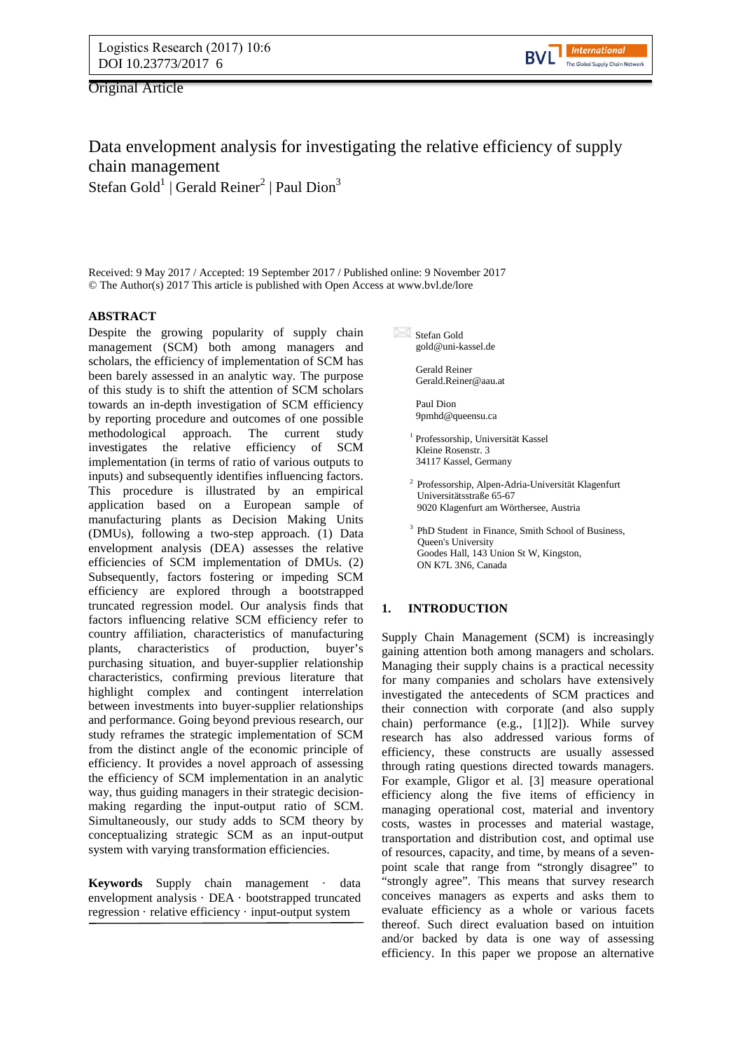Original Article

# Data envelopment analysis for investigating the relative efficiency of supply chain management

Stefan Gold[1] | Gerald Reiner[2] | Paul Dion[3]

Received: 9 May 2017 / Accepted: 19 September 2017 / Published online: 9 November 2017
© The Author(s) 2017 This article is published with Open Access at www.bvl.de/lore

## ABSTRACT

Despite the growing popularity of supply chain management (SCM) both among managers and scholars, the efficiency of implementation of SCM has been barely assessed in an analytic way. The purpose of this study is to shift the attention of SCM scholars towards an in-depth investigation of SCM efficiency by reporting procedure and outcomes of one possible methodological approach. The current study investigates the relative efficiency of SCM implementation (in terms of ratio of various outputs to inputs) and subsequently identifies influencing factors. This procedure is illustrated by an empirical application based on a European sample of manufacturing plants as Decision Making Units (DMUs), following a two-step approach. (1) Data envelopment analysis (DEA) assesses the relative efficiencies of SCM implementation of DMUs. (2) Subsequently, factors fostering or impeding SCM efficiency are explored through a bootstrapped truncated regression model. Our analysis finds that factors influencing relative SCM efficiency refer to country affiliation, characteristics of manufacturing plants, characteristics of production, buyer's purchasing situation, and buyer-supplier relationship characteristics, confirming previous literature that highlight complex and contingent interrelation between investments into buyer-supplier relationships and performance. Going beyond previous research, our study reframes the strategic implementation of SCM from the distinct angle of the economic principle of efficiency. It provides a novel approach of assessing the efficiency of SCM implementation in an analytic way, thus guiding managers in their strategic decision-making regarding the input-output ratio of SCM. Simultaneously, our study adds to SCM theory by conceptualizing strategic SCM as an input-output system with varying transformation efficiencies.

**Keywords** Supply chain management · data envelopment analysis · DEA · bootstrapped truncated regression · relative efficiency · input-output system

Stefan Gold
gold@uni-kassel.de

Gerald Reiner
Gerald.Reiner@aau.at

Paul Dion
9pmhd@queensu.ca

[1] Professorship, Universität Kassel
Kleine Rosenstr. 3
34117 Kassel, Germany

[2] Professorship, Alpen-Adria-Universität Klagenfurt
Universitätsstraße 65-67
9020 Klagenfurt am Wörthersee, Austria

[3] PhD Student in Finance, Smith School of Business, Queen's University
Goodes Hall, 143 Union St W, Kingston, ON K7L 3N6, Canada

## 1. INTRODUCTION

Supply Chain Management (SCM) is increasingly gaining attention both among managers and scholars. Managing their supply chains is a practical necessity for many companies and scholars have extensively investigated the antecedents of SCM practices and their connection with corporate (and also supply chain) performance (e.g., [1][2]). While survey research has also addressed various forms of efficiency, these constructs are usually assessed through rating questions directed towards managers. For example, Gligor et al. [3] measure operational efficiency along the five items of efficiency in managing operational cost, material and inventory costs, wastes in processes and material wastage, transportation and distribution cost, and optimal use of resources, capacity, and time, by means of a seven-point scale that range from "strongly disagree" to "strongly agree". This means that survey research conceives managers as experts and asks them to evaluate efficiency as a whole or various facets thereof. Such direct evaluation based on intuition and/or backed by data is one way of assessing efficiency. In this paper we propose an alternative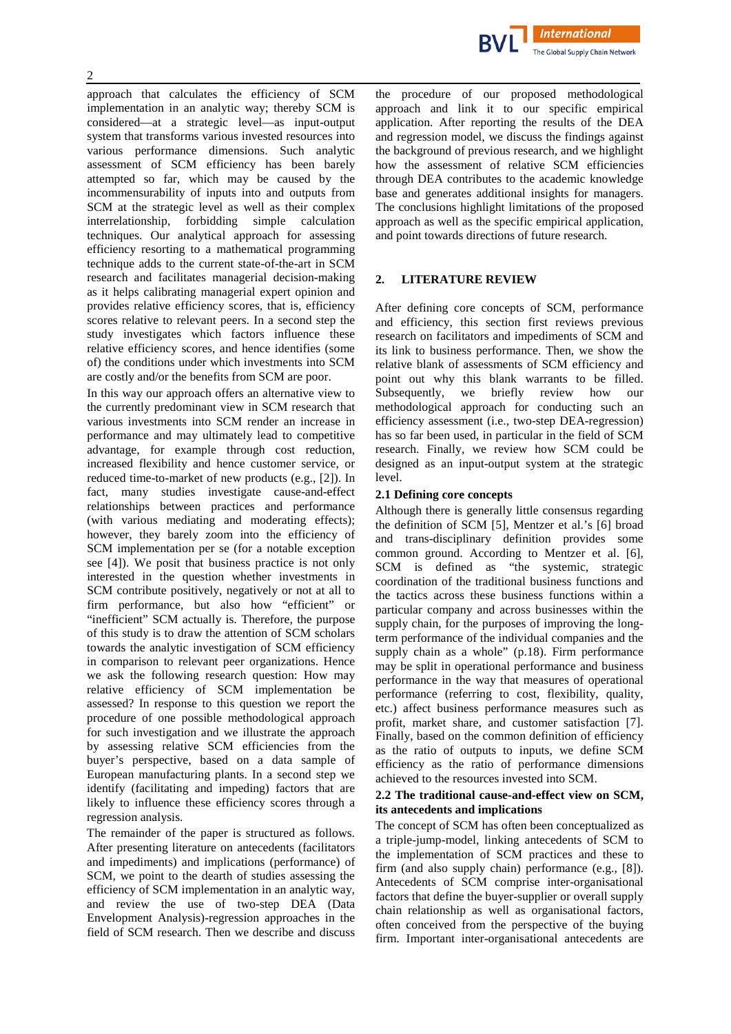approach that calculates the efficiency of SCM implementation in an analytic way; thereby SCM is considered—at a strategic level—as input-output system that transforms various invested resources into various performance dimensions. Such analytic assessment of SCM efficiency has been barely attempted so far, which may be caused by the incommensurability of inputs into and outputs from SCM at the strategic level as well as their complex interrelationship, forbidding simple calculation techniques. Our analytical approach for assessing efficiency resorting to a mathematical programming technique adds to the current state-of-the-art in SCM research and facilitates managerial decision-making as it helps calibrating managerial expert opinion and provides relative efficiency scores, that is, efficiency scores relative to relevant peers. In a second step the study investigates which factors influence these relative efficiency scores, and hence identifies (some of) the conditions under which investments into SCM are costly and/or the benefits from SCM are poor.

In this way our approach offers an alternative view to the currently predominant view in SCM research that various investments into SCM render an increase in performance and may ultimately lead to competitive advantage, for example through cost reduction, increased flexibility and hence customer service, or reduced time-to-market of new products (e.g., [2]). In fact, many studies investigate cause-and-effect relationships between practices and performance (with various mediating and moderating effects); however, they barely zoom into the efficiency of SCM implementation per se (for a notable exception see [4]). We posit that business practice is not only interested in the question whether investments in SCM contribute positively, negatively or not at all to firm performance, but also how "efficient" or "inefficient" SCM actually is. Therefore, the purpose of this study is to draw the attention of SCM scholars towards the analytic investigation of SCM efficiency in comparison to relevant peer organizations. Hence we ask the following research question: How may relative efficiency of SCM implementation be assessed? In response to this question we report the procedure of one possible methodological approach for such investigation and we illustrate the approach by assessing relative SCM efficiencies from the buyer's perspective, based on a data sample of European manufacturing plants. In a second step we identify (facilitating and impeding) factors that are likely to influence these efficiency scores through a regression analysis.

The remainder of the paper is structured as follows. After presenting literature on antecedents (facilitators and impediments) and implications (performance) of SCM, we point to the dearth of studies assessing the efficiency of SCM implementation in an analytic way, and review the use of two-step DEA (Data Envelopment Analysis)-regression approaches in the field of SCM research. Then we describe and discuss the procedure of our proposed methodological approach and link it to our specific empirical application. After reporting the results of the DEA and regression model, we discuss the findings against the background of previous research, and we highlight how the assessment of relative SCM efficiencies through DEA contributes to the academic knowledge base and generates additional insights for managers. The conclusions highlight limitations of the proposed approach as well as the specific empirical application, and point towards directions of future research.

## 2. LITERATURE REVIEW

After defining core concepts of SCM, performance and efficiency, this section first reviews previous research on facilitators and impediments of SCM and its link to business performance. Then, we show the relative blank of assessments of SCM efficiency and point out why this blank warrants to be filled. Subsequently, we briefly review how our methodological approach for conducting such an efficiency assessment (i.e., two-step DEA-regression) has so far been used, in particular in the field of SCM research. Finally, we review how SCM could be designed as an input-output system at the strategic level.

### 2.1 Defining core concepts

Although there is generally little consensus regarding the definition of SCM [5], Mentzer et al.'s [6] broad and trans-disciplinary definition provides some common ground. According to Mentzer et al. [6], SCM is defined as "the systemic, strategic coordination of the traditional business functions and the tactics across these business functions within a particular company and across businesses within the supply chain, for the purposes of improving the long-term performance of the individual companies and the supply chain as a whole" (p.18). Firm performance may be split in operational performance and business performance in the way that measures of operational performance (referring to cost, flexibility, quality, etc.) affect business performance measures such as profit, market share, and customer satisfaction [7]. Finally, based on the common definition of efficiency as the ratio of outputs to inputs, we define SCM efficiency as the ratio of performance dimensions achieved to the resources invested into SCM.

### 2.2 The traditional cause-and-effect view on SCM, its antecedents and implications

The concept of SCM has often been conceptualized as a triple-jump-model, linking antecedents of SCM to the implementation of SCM practices and these to firm (and also supply chain) performance (e.g., [8]). Antecedents of SCM comprise inter-organisational factors that define the buyer-supplier or overall supply chain relationship as well as organisational factors, often conceived from the perspective of the buying firm. Important inter-organisational antecedents are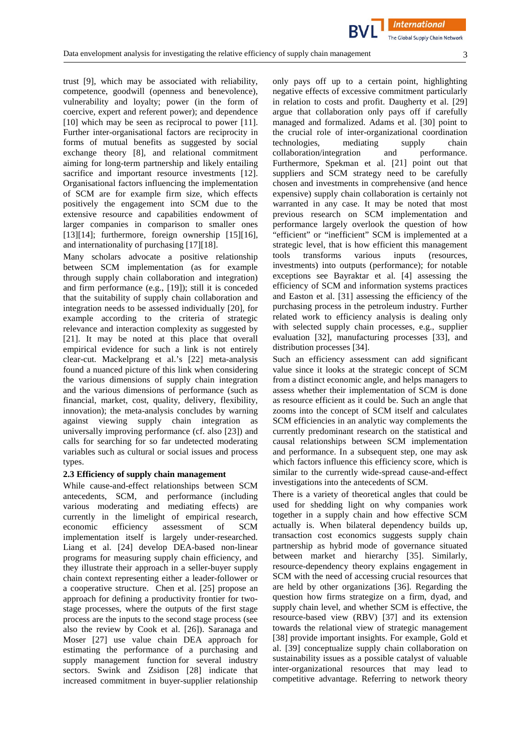trust [9], which may be associated with reliability, competence, goodwill (openness and benevolence), vulnerability and loyalty; power (in the form of coercive, expert and referent power); and dependence [10] which may be seen as reciprocal to power [11]. Further inter-organisational factors are reciprocity in forms of mutual benefits as suggested by social exchange theory [8], and relational commitment aiming for long-term partnership and likely entailing sacrifice and important resource investments [12]. Organisational factors influencing the implementation of SCM are for example firm size, which effects positively the engagement into SCM due to the extensive resource and capabilities endowment of larger companies in comparison to smaller ones [13][14]; furthermore, foreign ownership [15][16], and internationality of purchasing [17][18].

Many scholars advocate a positive relationship between SCM implementation (as for example through supply chain collaboration and integration) and firm performance (e.g., [19]); still it is conceded that the suitability of supply chain collaboration and integration needs to be assessed individually [20], for example according to the criteria of strategic relevance and interaction complexity as suggested by [21]. It may be noted at this place that overall empirical evidence for such a link is not entirely clear-cut. Mackelprang et al.'s [22] meta-analysis found a nuanced picture of this link when considering the various dimensions of supply chain integration and the various dimensions of performance (such as financial, market, cost, quality, delivery, flexibility, innovation); the meta-analysis concludes by warning against viewing supply chain integration as universally improving performance (cf. also [23]) and calls for searching for so far undetected moderating variables such as cultural or social issues and process types.

### 2.3 Efficiency of supply chain management

While cause-and-effect relationships between SCM antecedents, SCM, and performance (including various moderating and mediating effects) are currently in the limelight of empirical research, economic efficiency assessment of SCM implementation itself is largely under-researched. Liang et al. [24] develop DEA-based non-linear programs for measuring supply chain efficiency, and they illustrate their approach in a seller-buyer supply chain context representing either a leader-follower or a cooperative structure. Chen et al. [25] propose an approach for defining a productivity frontier for two-stage processes, where the outputs of the first stage process are the inputs to the second stage process (see also the review by Cook et al. [26]). Saranaga and Moser [27] use value chain DEA approach for estimating the performance of a purchasing and supply management function for several industry sectors. Swink and Zsidison [28] indicate that increased commitment in buyer-supplier relationship only pays off up to a certain point, highlighting negative effects of excessive commitment particularly in relation to costs and profit. Daugherty et al. [29] argue that collaboration only pays off if carefully managed and formalized. Adams et al. [30] point to the crucial role of inter-organizational coordination technologies, mediating supply chain collaboration/integration and performance. Furthermore, Spekman et al. [21] point out that suppliers and SCM strategy need to be carefully chosen and investments in comprehensive (and hence expensive) supply chain collaboration is certainly not warranted in any case. It may be noted that most previous research on SCM implementation and performance largely overlook the question of how "efficient" or "inefficient" SCM is implemented at a strategic level, that is how efficient this management tools transforms various inputs (resources, investments) into outputs (performance); for notable exceptions see Bayraktar et al. [4] assessing the efficiency of SCM and information systems practices and Easton et al. [31] assessing the efficiency of the purchasing process in the petroleum industry. Further related work to efficiency analysis is dealing only with selected supply chain processes, e.g., supplier evaluation [32], manufacturing processes [33], and distribution processes [34].

Such an efficiency assessment can add significant value since it looks at the strategic concept of SCM from a distinct economic angle, and helps managers to assess whether their implementation of SCM is done as resource efficient as it could be. Such an angle that zooms into the concept of SCM itself and calculates SCM efficiencies in an analytic way complements the currently predominant research on the statistical and causal relationships between SCM implementation and performance. In a subsequent step, one may ask which factors influence this efficiency score, which is similar to the currently wide-spread cause-and-effect investigations into the antecedents of SCM.

There is a variety of theoretical angles that could be used for shedding light on why companies work together in a supply chain and how effective SCM actually is. When bilateral dependency builds up, transaction cost economics suggests supply chain partnership as hybrid mode of governance situated between market and hierarchy [35]. Similarly, resource-dependency theory explains engagement in SCM with the need of accessing crucial resources that are held by other organizations [36]. Regarding the question how firms strategize on a firm, dyad, and supply chain level, and whether SCM is effective, the resource-based view (RBV) [37] and its extension towards the relational view of strategic management [38] provide important insights. For example, Gold et al. [39] conceptualize supply chain collaboration on sustainability issues as a possible catalyst of valuable inter-organizational resources that may lead to competitive advantage. Referring to network theory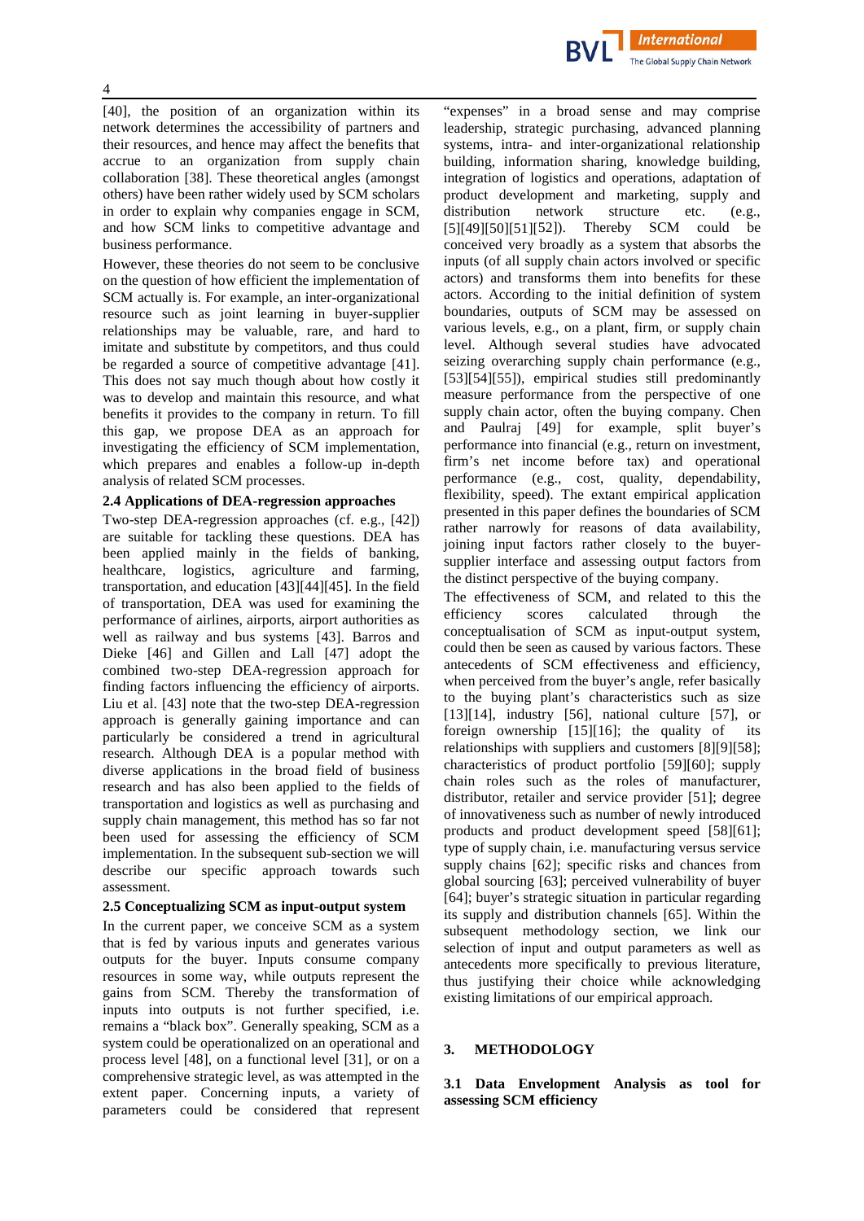[40], the position of an organization within its network determines the accessibility of partners and their resources, and hence may affect the benefits that accrue to an organization from supply chain collaboration [38]. These theoretical angles (amongst others) have been rather widely used by SCM scholars in order to explain why companies engage in SCM, and how SCM links to competitive advantage and business performance.

However, these theories do not seem to be conclusive on the question of how efficient the implementation of SCM actually is. For example, an inter-organizational resource such as joint learning in buyer-supplier relationships may be valuable, rare, and hard to imitate and substitute by competitors, and thus could be regarded a source of competitive advantage [41]. This does not say much though about how costly it was to develop and maintain this resource, and what benefits it provides to the company in return. To fill this gap, we propose DEA as an approach for investigating the efficiency of SCM implementation, which prepares and enables a follow-up in-depth analysis of related SCM processes.

### 2.4 Applications of DEA-regression approaches

Two-step DEA-regression approaches (cf. e.g., [42]) are suitable for tackling these questions. DEA has been applied mainly in the fields of banking, healthcare, logistics, agriculture and farming, transportation, and education [43][44][45]. In the field of transportation, DEA was used for examining the performance of airlines, airports, airport authorities as well as railway and bus systems [43]. Barros and Dieke [46] and Gillen and Lall [47] adopt the combined two-step DEA-regression approach for finding factors influencing the efficiency of airports. Liu et al. [43] note that the two-step DEA-regression approach is generally gaining importance and can particularly be considered a trend in agricultural research. Although DEA is a popular method with diverse applications in the broad field of business research and has also been applied to the fields of transportation and logistics as well as purchasing and supply chain management, this method has so far not been used for assessing the efficiency of SCM implementation. In the subsequent sub-section we will describe our specific approach towards such assessment.

### 2.5 Conceptualizing SCM as input-output system

In the current paper, we conceive SCM as a system that is fed by various inputs and generates various outputs for the buyer. Inputs consume company resources in some way, while outputs represent the gains from SCM. Thereby the transformation of inputs into outputs is not further specified, i.e. remains a "black box". Generally speaking, SCM as a system could be operationalized on an operational and process level [48], on a functional level [31], or on a comprehensive strategic level, as was attempted in the extent paper. Concerning inputs, a variety of parameters could be considered that represent "expenses" in a broad sense and may comprise leadership, strategic purchasing, advanced planning systems, intra- and inter-organizational relationship building, information sharing, knowledge building, integration of logistics and operations, adaptation of product development and marketing, supply and distribution network structure etc. (e.g., [5][49][50][51][52]). Thereby SCM could be conceived very broadly as a system that absorbs the inputs (of all supply chain actors involved or specific actors) and transforms them into benefits for these actors. According to the initial definition of system boundaries, outputs of SCM may be assessed on various levels, e.g., on a plant, firm, or supply chain level. Although several studies have advocated seizing overarching supply chain performance (e.g., [53][54][55]), empirical studies still predominantly measure performance from the perspective of one supply chain actor, often the buying company. Chen and Paulraj [49] for example, split buyer's performance into financial (e.g., return on investment, firm's net income before tax) and operational performance (e.g., cost, quality, dependability, flexibility, speed). The extant empirical application presented in this paper defines the boundaries of SCM rather narrowly for reasons of data availability, joining input factors rather closely to the buyer-supplier interface and assessing output factors from the distinct perspective of the buying company.

The effectiveness of SCM, and related to this the efficiency scores calculated through the conceptualisation of SCM as input-output system, could then be seen as caused by various factors. These antecedents of SCM effectiveness and efficiency, when perceived from the buyer's angle, refer basically to the buying plant's characteristics such as size [13][14], industry [56], national culture [57], or foreign ownership [15][16]; the quality of its relationships with suppliers and customers [8][9][58]; characteristics of product portfolio [59][60]; supply chain roles such as the roles of manufacturer, distributor, retailer and service provider [51]; degree of innovativeness such as number of newly introduced products and product development speed [58][61]; type of supply chain, i.e. manufacturing versus service supply chains [62]; specific risks and chances from global sourcing [63]; perceived vulnerability of buyer [64]; buyer's strategic situation in particular regarding its supply and distribution channels [65]. Within the subsequent methodology section, we link our selection of input and output parameters as well as antecedents more specifically to previous literature, thus justifying their choice while acknowledging existing limitations of our empirical approach.

## 3. METHODOLOGY

### 3.1 Data Envelopment Analysis as tool for assessing SCM efficiency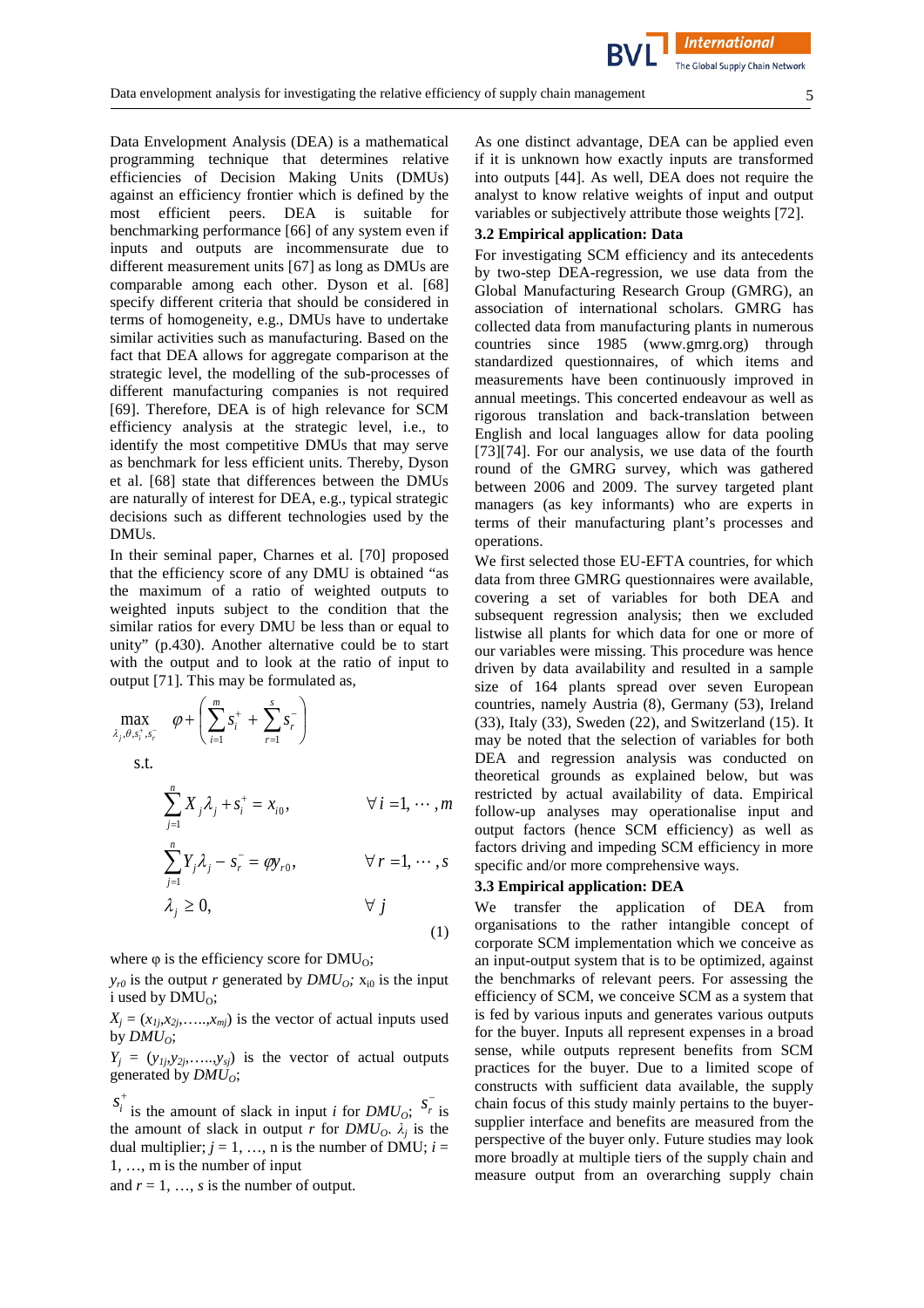Data Envelopment Analysis (DEA) is a mathematical programming technique that determines relative efficiencies of Decision Making Units (DMUs) against an efficiency frontier which is defined by the most efficient peers. DEA is suitable for benchmarking performance [66] of any system even if inputs and outputs are incommensurate due to different measurement units [67] as long as DMUs are comparable among each other. Dyson et al. [68] specify different criteria that should be considered in terms of homogeneity, e.g., DMUs have to undertake similar activities such as manufacturing. Based on the fact that DEA allows for aggregate comparison at the strategic level, the modelling of the sub-processes of different manufacturing companies is not required [69]. Therefore, DEA is of high relevance for SCM efficiency analysis at the strategic level, i.e., to identify the most competitive DMUs that may serve as benchmark for less efficient units. Thereby, Dyson et al. [68] state that differences between the DMUs are naturally of interest for DEA, e.g., typical strategic decisions such as different technologies used by the DMUs.

In their seminal paper, Charnes et al. [70] proposed that the efficiency score of any DMU is obtained "as the maximum of a ratio of weighted outputs to weighted inputs subject to the condition that the similar ratios for every DMU be less than or equal to unity" (p.430). Another alternative could be to start with the output and to look at the ratio of input to output [71]. This may be formulated as,

$$\max_{\lambda_j,\theta,s_i^+,s_r^-} \quad \varphi + \left( \sum_{i=1}^{m} s_i^+ + \sum_{r=1}^{s} s_r^- \right)$$

s.t.

$$\sum_{j=1}^{n} X_j \lambda_j + s_i^+ = x_{i0}, \qquad \forall i = 1, \cdots, m$$

$$\sum_{j=1}^{n} Y_j \lambda_j - s_r^- = \varphi y_{r0}, \qquad \forall r = 1, \cdots, s$$

$$\lambda_j \geq 0, \qquad \forall j \tag{1}$$

where φ is the efficiency score for $DMU_O$;

$y_{r0}$ is the output *r* generated by $DMU_O$; $x_{i0}$ is the input i used by $DMU_O$;

$X_j = (x_{1j}, x_{2j}, \ldots, x_{mj})$ is the vector of actual inputs used by $DMU_O$;

$Y_j = (y_{1j}, y_{2j}, \ldots, y_{sj})$ is the vector of actual outputs generated by $DMU_O$;

$s_i^+$ is the amount of slack in input *i* for $DMU_O$; $s_r^-$ is the amount of slack in output *r* for $DMU_O$. $\lambda_j$ is the dual multiplier; $j = 1, \ldots, n$ is the number of DMU; $i = 1, \ldots, m$ is the number of input and $r = 1, \ldots, s$ is the number of output.

As one distinct advantage, DEA can be applied even if it is unknown how exactly inputs are transformed into outputs [44]. As well, DEA does not require the analyst to know relative weights of input and output variables or subjectively attribute those weights [72].

### 3.2 Empirical application: Data

For investigating SCM efficiency and its antecedents by two-step DEA-regression, we use data from the Global Manufacturing Research Group (GMRG), an association of international scholars. GMRG has collected data from manufacturing plants in numerous countries since 1985 (www.gmrg.org) through standardized questionnaires, of which items and measurements have been continuously improved in annual meetings. This concerted endeavour as well as rigorous translation and back-translation between English and local languages allow for data pooling [73][74]. For our analysis, we use data of the fourth round of the GMRG survey, which was gathered between 2006 and 2009. The survey targeted plant managers (as key informants) who are experts in terms of their manufacturing plant's processes and operations.

We first selected those EU-EFTA countries, for which data from three GMRG questionnaires were available, covering a set of variables for both DEA and subsequent regression analysis; then we excluded listwise all plants for which data for one or more of our variables were missing. This procedure was hence driven by data availability and resulted in a sample size of 164 plants spread over seven European countries, namely Austria (8), Germany (53), Ireland (33), Italy (33), Sweden (22), and Switzerland (15). It may be noted that the selection of variables for both DEA and regression analysis was conducted on theoretical grounds as explained below, but was restricted by actual availability of data. Empirical follow-up analyses may operationalise input and output factors (hence SCM efficiency) as well as factors driving and impeding SCM efficiency in more specific and/or more comprehensive ways.

### 3.3 Empirical application: DEA

We transfer the application of DEA from organisations to the rather intangible concept of corporate SCM implementation which we conceive as an input-output system that is to be optimized, against the benchmarks of relevant peers. For assessing the efficiency of SCM, we conceive SCM as a system that is fed by various inputs and generates various outputs for the buyer. Inputs all represent expenses in a broad sense, while outputs represent benefits from SCM practices for the buyer. Due to a limited scope of constructs with sufficient data available, the supply chain focus of this study mainly pertains to the buyer-supplier interface and benefits are measured from the perspective of the buyer only. Future studies may look more broadly at multiple tiers of the supply chain and measure output from an overarching supply chain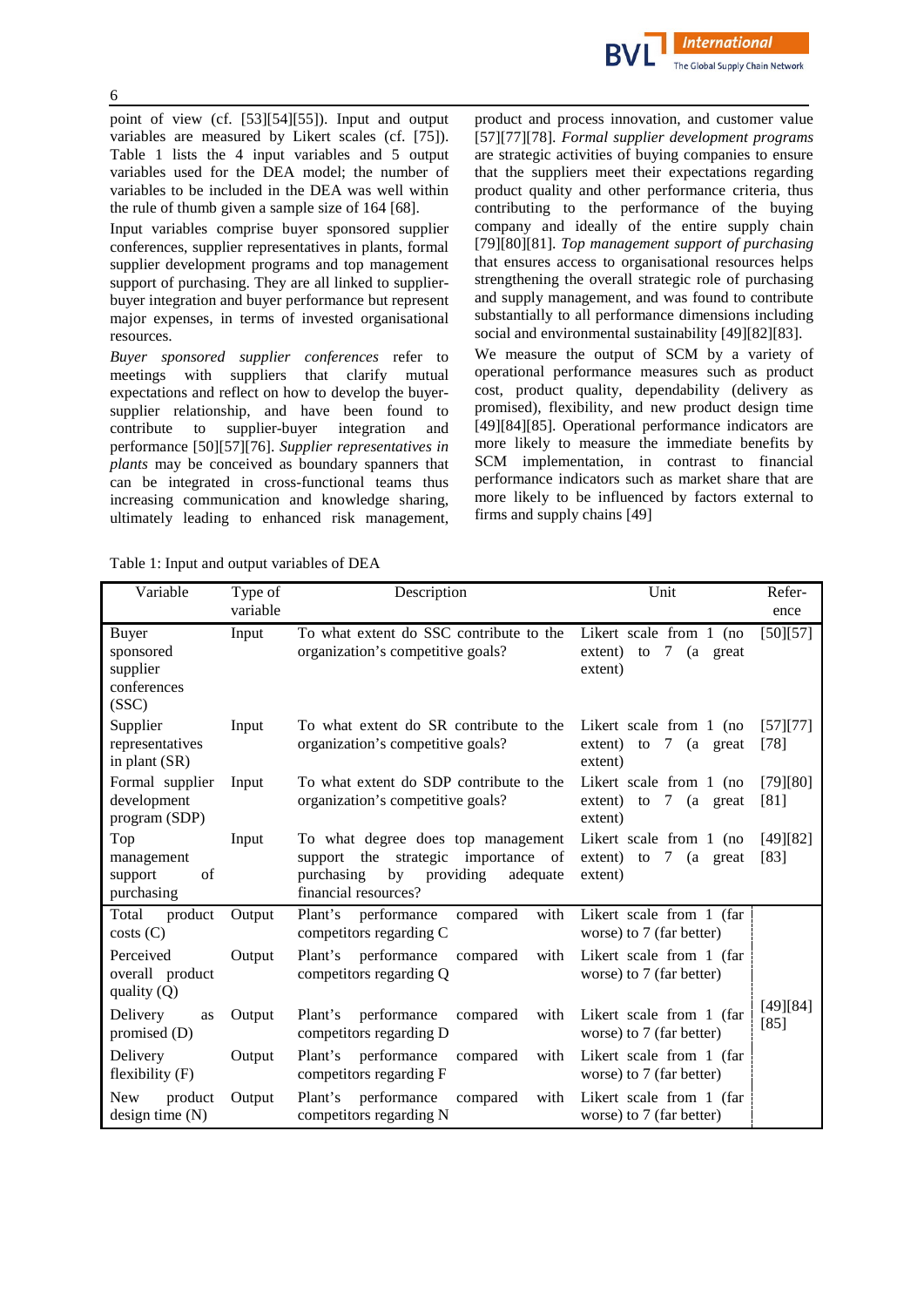point of view (cf. [53][54][55]). Input and output variables are measured by Likert scales (cf. [75]). Table 1 lists the 4 input variables and 5 output variables used for the DEA model; the number of variables to be included in the DEA was well within the rule of thumb given a sample size of 164 [68].

Input variables comprise buyer sponsored supplier conferences, supplier representatives in plants, formal supplier development programs and top management support of purchasing. They are all linked to supplier-buyer integration and buyer performance but represent major expenses, in terms of invested organisational resources.

*Buyer sponsored supplier conferences* refer to meetings with suppliers that clarify mutual expectations and reflect on how to develop the buyer-supplier relationship, and have been found to contribute to supplier-buyer integration and performance [50][57][76]. *Supplier representatives in plants* may be conceived as boundary spanners that can be integrated in cross-functional teams thus increasing communication and knowledge sharing, ultimately leading to enhanced risk management, product and process innovation, and customer value [57][77][78]. *Formal supplier development programs* are strategic activities of buying companies to ensure that the suppliers meet their expectations regarding product quality and other performance criteria, thus contributing to the performance of the buying company and ideally of the entire supply chain [79][80][81]. *Top management support of purchasing* that ensures access to organisational resources helps strengthening the overall strategic role of purchasing and supply management, and was found to contribute substantially to all performance dimensions including social and environmental sustainability [49][82][83].

We measure the output of SCM by a variety of operational performance measures such as product cost, product quality, dependability (delivery as promised), flexibility, and new product design time [49][84][85]. Operational performance indicators are more likely to measure the immediate benefits by SCM implementation, in contrast to financial performance indicators such as market share that are more likely to be influenced by factors external to firms and supply chains [49]

Table 1: Input and output variables of DEA

| Variable | Type of variable | Description | Unit | Reference |
|---|---|---|---|---|
| Buyer sponsored supplier conferences (SSC) | Input | To what extent do SSC contribute to the organization's competitive goals? | Likert scale from 1 (no extent) to 7 (a great extent) | [50][57] |
| Supplier representatives in plant (SR) | Input | To what extent do SR contribute to the organization's competitive goals? | Likert scale from 1 (no extent) to 7 (a great extent) | [57][77][78] |
| Formal supplier development program (SDP) | Input | To what extent do SDP contribute to the organization's competitive goals? | Likert scale from 1 (no extent) to 7 (a great extent) | [79][80][81] |
| Top management support of purchasing | Input | To what degree does top management support the strategic importance of purchasing by providing adequate financial resources? | Likert scale from 1 (no extent) to 7 (a great extent) | [49][82][83] |
| Total product costs (C) | Output | Plant's performance compared with competitors regarding C | Likert scale from 1 (far worse) to 7 (far better) | [49][84][85] |
| Perceived overall product quality (Q) | Output | Plant's performance compared with competitors regarding Q | Likert scale from 1 (far worse) to 7 (far better) | |
| Delivery as promised (D) | Output | Plant's performance compared with competitors regarding D | Likert scale from 1 (far worse) to 7 (far better) | |
| Delivery flexibility (F) | Output | Plant's performance compared with competitors regarding F | Likert scale from 1 (far worse) to 7 (far better) | |
| New product design time (N) | Output | Plant's performance compared with competitors regarding N | Likert scale from 1 (far worse) to 7 (far better) | |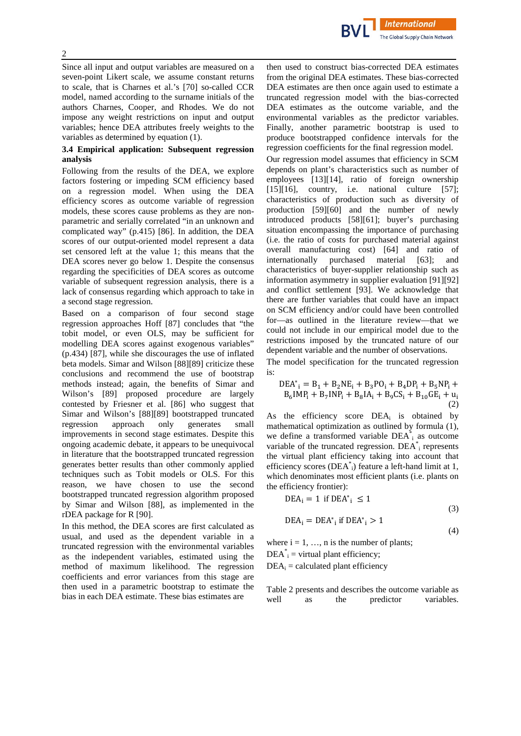Since all input and output variables are measured on a seven-point Likert scale, we assume constant returns to scale, that is Charnes et al.'s [70] so-called CCR model, named according to the surname initials of the authors Charnes, Cooper, and Rhodes. We do not impose any weight restrictions on input and output variables; hence DEA attributes freely weights to the variables as determined by equation (1).

### 3.4 Empirical application: Subsequent regression analysis

Following from the results of the DEA, we explore factors fostering or impeding SCM efficiency based on a regression model. When using the DEA efficiency scores as outcome variable of regression models, these scores cause problems as they are non-parametric and serially correlated "in an unknown and complicated way" (p.415) [86]. In addition, the DEA scores of our output-oriented model represent a data set censored left at the value 1; this means that the DEA scores never go below 1. Despite the consensus regarding the specificities of DEA scores as outcome variable of subsequent regression analysis, there is a lack of consensus regarding which approach to take in a second stage regression.

Based on a comparison of four second stage regression approaches Hoff [87] concludes that "the tobit model, or even OLS, may be sufficient for modelling DEA scores against exogenous variables" (p.434) [87], while she discourages the use of inflated beta models. Simar and Wilson [88][89] criticize these conclusions and recommend the use of bootstrap methods instead; again, the benefits of Simar and Wilson's [89] proposed procedure are largely contested by Friesner et al. [86] who suggest that Simar and Wilson's [88][89] bootstrapped truncated regression approach only generates small improvements in second stage estimates. Despite this ongoing academic debate, it appears to be unequivocal in literature that the bootstrapped truncated regression generates better results than other commonly applied techniques such as Tobit models or OLS. For this reason, we have chosen to use the second bootstrapped truncated regression algorithm proposed by Simar and Wilson [88], as implemented in the rDEA package for R [90].

In this method, the DEA scores are first calculated as usual, and used as the dependent variable in a truncated regression with the environmental variables as the independent variables, estimated using the method of maximum likelihood. The regression coefficients and error variances from this regression are then used in a parametric bootstrap to estimate the bias in each DEA estimate. These bias estimates are then used to construct bias-corrected DEA estimates from the original DEA estimates. These bias-corrected DEA estimates are then once again used to estimate a truncated regression model with the bias-corrected DEA estimates as the outcome variable, and the environmental variables as the predictor variables. Finally, another parametric bootstrap is used to produce bootstrapped confidence intervals for the regression coefficients for the final regression model.

Our regression model assumes that efficiency in SCM depends on plant's characteristics such as number of employees [13][14], ratio of foreign ownership [15][16], country, i.e. national culture [57]; characteristics of production such as diversity of production [59][60] and the number of newly introduced products [58][61]; buyer's purchasing situation encompassing the importance of purchasing (i.e. the ratio of costs for purchased material against overall manufacturing cost) [64] and ratio of internationally purchased material [63]; and characteristics of buyer-supplier relationship such as information asymmetry in supplier evaluation [91][92] and conflict settlement [93]. We acknowledge that there are further variables that could have an impact on SCM efficiency and/or could have been controlled for—as outlined in the literature review—that we could not include in our empirical model due to the restrictions imposed by the truncated nature of our dependent variable and the number of observations.

The model specification for the truncated regression is:

$$DEA^*_i = B_1 + B_2 NE_i + B_3 PO_i + B_4 DP_i + B_5 NP_i + B_6 IMP_i + B_7 INP_i + B_8 IA_i + B_9 CS_i + B_{10} GE_i + u_i \quad (2)$$

As the efficiency score $DEA_i$ is obtained by mathematical optimization as outlined by formula (1), we define a transformed variable $DEA^*_i$ as outcome variable of the truncated regression. $DEA^*_i$ represents the virtual plant efficiency taking into account that efficiency scores ($DEA^*_i$) feature a left-hand limit at 1, which denominates most efficient plants (i.e. plants on the efficiency frontier):

$$DEA_i = 1 \text{ if } DEA^*_i \leq 1 \quad (3)$$

$$DEA_i = DEA^*_i \text{ if } DEA^*_i > 1 \quad (4)$$

where i = 1, …, n is the number of plants;
$DEA^*_i$ = virtual plant efficiency;
$DEA_i$ = calculated plant efficiency

Table 2 presents and describes the outcome variable as well as the predictor variables.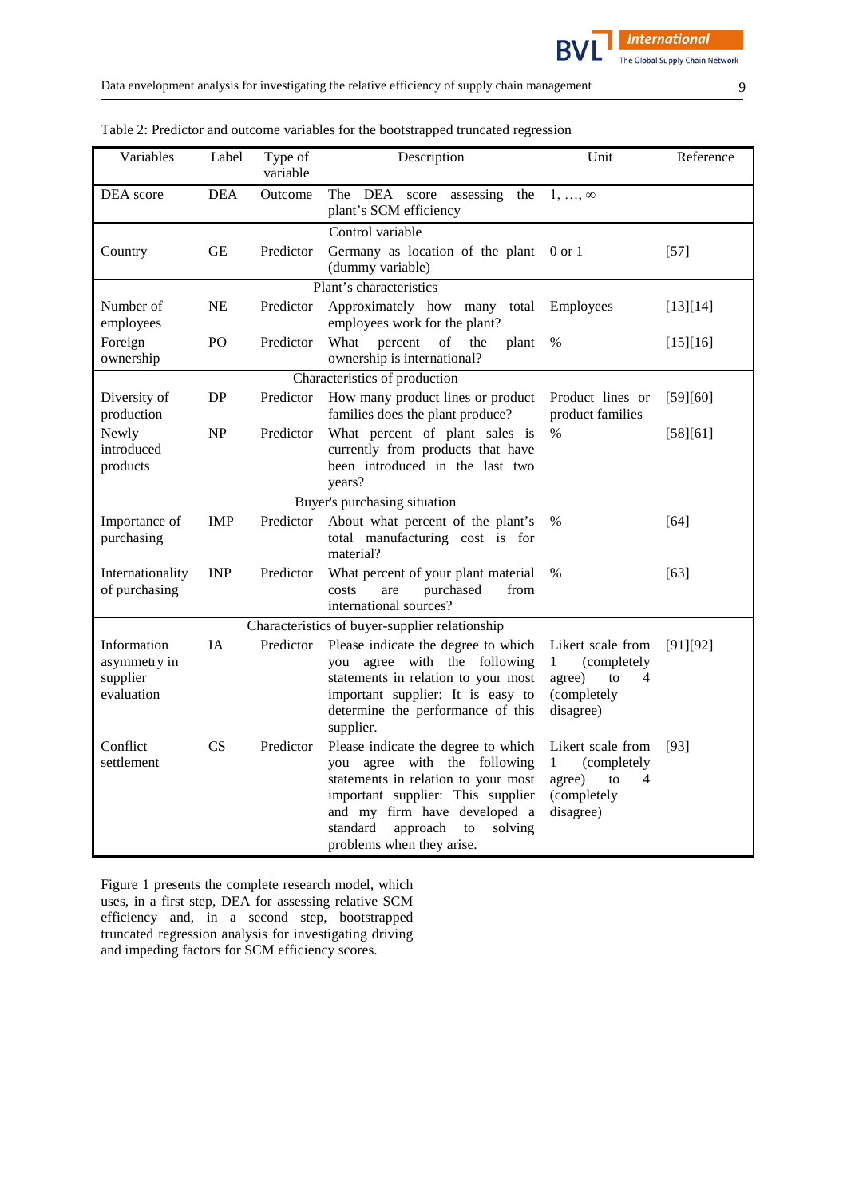Table 2: Predictor and outcome variables for the bootstrapped truncated regression

| Variables | Label | Type of variable | Description | Unit | Reference |
|---|---|---|---|---|---|
| DEA score | DEA | Outcome | The DEA score assessing the plant's SCM efficiency | $1, \ldots, \infty$ | |
| | | | Control variable | | |
| Country | GE | Predictor | Germany as location of the plant (dummy variable) | 0 or 1 | [57] |
| | | | Plant's characteristics | | |
| Number of employees | NE | Predictor | Approximately how many total employees work for the plant? | Employees | [13][14] |
| Foreign ownership | PO | Predictor | What percent of the plant ownership is international? | % | [15][16] |
| | | | Characteristics of production | | |
| Diversity of production | DP | Predictor | How many product lines or product families does the plant produce? | Product lines or product families | [59][60] |
| Newly introduced products | NP | Predictor | What percent of plant sales is currently from products that have been introduced in the last two years? | % | [58][61] |
| | | | Buyer's purchasing situation | | |
| Importance of purchasing | IMP | Predictor | About what percent of the plant's total manufacturing cost is for material? | % | [64] |
| Internationality of purchasing | INP | Predictor | What percent of your plant material costs are purchased from international sources? | % | [63] |
| | | | Characteristics of buyer-supplier relationship | | |
| Information asymmetry in supplier evaluation | IA | Predictor | Please indicate the degree to which you agree with the following statements in relation to your most important supplier: It is easy to determine the performance of this supplier. | Likert scale from 1 (completely agree) to 4 (completely disagree) | [91][92] |
| Conflict settlement | CS | Predictor | Please indicate the degree to which you agree with the following statements in relation to your most important supplier: This supplier and my firm have developed a standard approach to solving problems when they arise. | Likert scale from 1 (completely agree) to 4 (completely disagree) | [93] |

Figure 1 presents the complete research model, which uses, in a first step, DEA for assessing relative SCM efficiency and, in a second step, bootstrapped truncated regression analysis for investigating driving and impeding factors for SCM efficiency scores.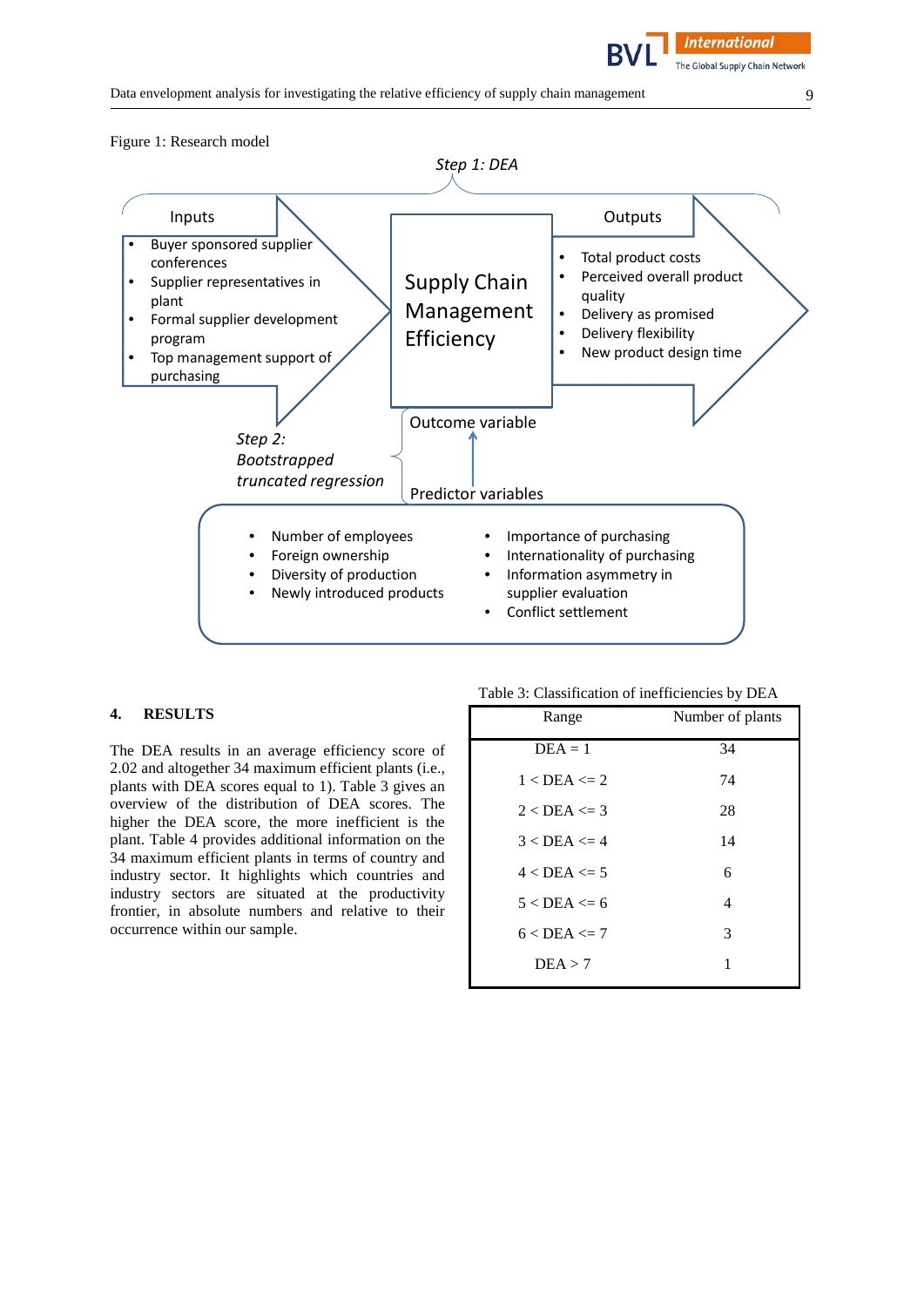Figure 1: Research model

*Step 1: DEA*

**Inputs**

- Buyer sponsored supplier conferences
- Supplier representatives in plant
- Formal supplier development program
- Top management support of purchasing

**Supply Chain Management Efficiency**

**Outputs**

- Total product costs
- Perceived overall product quality
- Delivery as promised
- Delivery flexibility
- New product design time

*Step 2: Bootstrapped truncated regression*

Outcome variable

Predictor variables

- Number of employees
- Foreign ownership
- Diversity of production
- Newly introduced products
- Importance of purchasing
- Internationality of purchasing
- Information asymmetry in supplier evaluation
- Conflict settlement

## 4. RESULTS

The DEA results in an average efficiency score of 2.02 and altogether 34 maximum efficient plants (i.e., plants with DEA scores equal to 1). Table 3 gives an overview of the distribution of DEA scores. The higher the DEA score, the more inefficient is the plant. Table 4 provides additional information on the 34 maximum efficient plants in terms of country and industry sector. It highlights which countries and industry sectors are situated at the productivity frontier, in absolute numbers and relative to their occurrence within our sample.

Table 3: Classification of inefficiencies by DEA

| Range | Number of plants |
|---|---|
| DEA = 1 | 34 |
| 1 < DEA <= 2 | 74 |
| 2 < DEA <= 3 | 28 |
| 3 < DEA <= 4 | 14 |
| 4 < DEA <= 5 | 6 |
| 5 < DEA <= 6 | 4 |
| 6 < DEA <= 7 | 3 |
| DEA > 7 | 1 |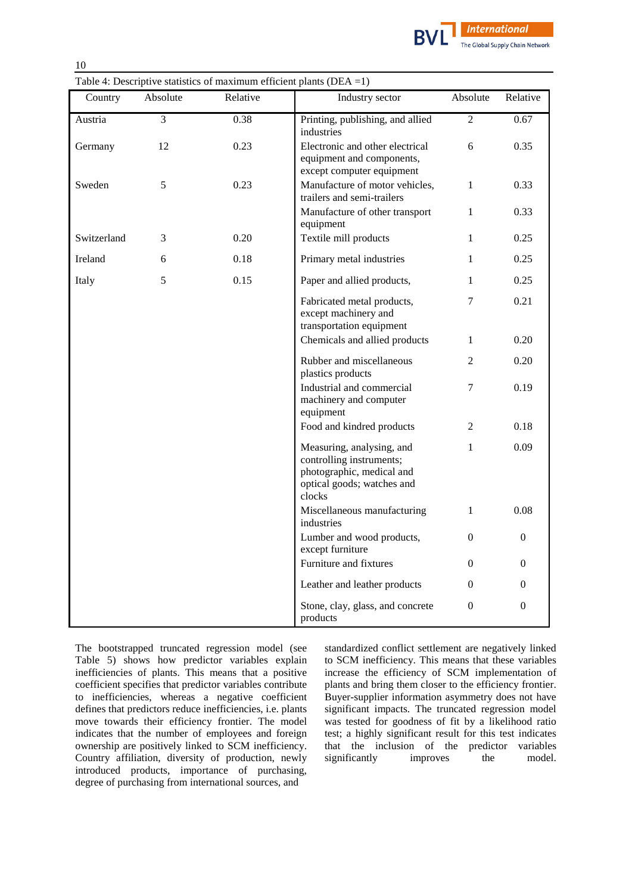Table 4: Descriptive statistics of maximum efficient plants (DEA =1)

| Country | Absolute | Relative | Industry sector | Absolute | Relative |
|---|---|---|---|---|---|
| Austria | 3 | 0.38 | Printing, publishing, and allied industries | 2 | 0.67 |
| Germany | 12 | 0.23 | Electronic and other electrical equipment and components, except computer equipment | 6 | 0.35 |
| Sweden | 5 | 0.23 | Manufacture of motor vehicles, trailers and semi-trailers | 1 | 0.33 |
| | | | Manufacture of other transport equipment | 1 | 0.33 |
| Switzerland | 3 | 0.20 | Textile mill products | 1 | 0.25 |
| Ireland | 6 | 0.18 | Primary metal industries | 1 | 0.25 |
| Italy | 5 | 0.15 | Paper and allied products, | 1 | 0.25 |
| | | | Fabricated metal products, except machinery and transportation equipment | 7 | 0.21 |
| | | | Chemicals and allied products | 1 | 0.20 |
| | | | Rubber and miscellaneous plastics products | 2 | 0.20 |
| | | | Industrial and commercial machinery and computer equipment | 7 | 0.19 |
| | | | Food and kindred products | 2 | 0.18 |
| | | | Measuring, analysing, and controlling instruments; photographic, medical and optical goods; watches and clocks | 1 | 0.09 |
| | | | Miscellaneous manufacturing industries | 1 | 0.08 |
| | | | Lumber and wood products, except furniture | 0 | 0 |
| | | | Furniture and fixtures | 0 | 0 |
| | | | Leather and leather products | 0 | 0 |
| | | | Stone, clay, glass, and concrete products | 0 | 0 |

The bootstrapped truncated regression model (see Table 5) shows how predictor variables explain inefficiencies of plants. This means that a positive coefficient specifies that predictor variables contribute to inefficiencies, whereas a negative coefficient defines that predictors reduce inefficiencies, i.e. plants move towards their efficiency frontier. The model indicates that the number of employees and foreign ownership are positively linked to SCM inefficiency. Country affiliation, diversity of production, newly introduced products, importance of purchasing, degree of purchasing from international sources, and standardized conflict settlement are negatively linked to SCM inefficiency. This means that these variables increase the efficiency of SCM implementation of plants and bring them closer to the efficiency frontier. Buyer-supplier information asymmetry does not have significant impacts. The truncated regression model was tested for goodness of fit by a likelihood ratio test; a highly significant result for this test indicates that the inclusion of the predictor variables significantly improves the model.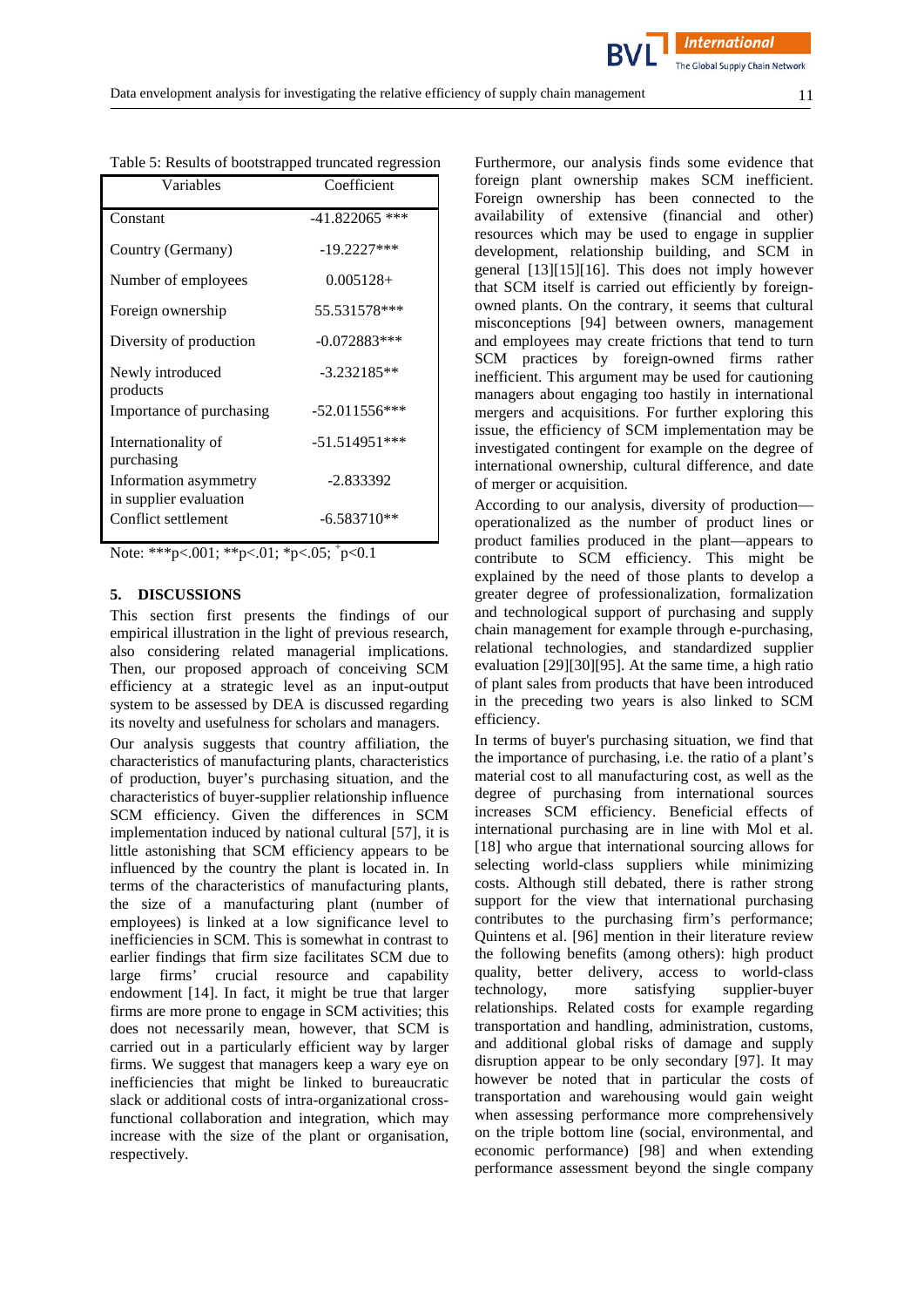Table 5: Results of bootstrapped truncated regression

| Variables | Coefficient |
| --- | --- |
| Constant | -41.822065 *** |
| Country (Germany) | -19.2227*** |
| Number of employees | 0.005128+ |
| Foreign ownership | 55.531578*** |
| Diversity of production | -0.072883*** |
| Newly introduced products | -3.232185** |
| Importance of purchasing | -52.011556*** |
| Internationality of purchasing | -51.514951*** |
| Information asymmetry in supplier evaluation | -2.833392 |
| Conflict settlement | -6.583710** |

Note: ***p<.001; **p<.01; *p<.05; +p<0.1

## 5. DISCUSSIONS

This section first presents the findings of our empirical illustration in the light of previous research, also considering related managerial implications. Then, our proposed approach of conceiving SCM efficiency at a strategic level as an input-output system to be assessed by DEA is discussed regarding its novelty and usefulness for scholars and managers.

Our analysis suggests that country affiliation, the characteristics of manufacturing plants, characteristics of production, buyer's purchasing situation, and the characteristics of buyer-supplier relationship influence SCM efficiency. Given the differences in SCM implementation induced by national cultural [57], it is little astonishing that SCM efficiency appears to be influenced by the country the plant is located in. In terms of the characteristics of manufacturing plants, the size of a manufacturing plant (number of employees) is linked at a low significance level to inefficiencies in SCM. This is somewhat in contrast to earlier findings that firm size facilitates SCM due to large firms' crucial resource and capability endowment [14]. In fact, it might be true that larger firms are more prone to engage in SCM activities; this does not necessarily mean, however, that SCM is carried out in a particularly efficient way by larger firms. We suggest that managers keep a wary eye on inefficiencies that might be linked to bureaucratic slack or additional costs of intra-organizational cross-functional collaboration and integration, which may increase with the size of the plant or organisation, respectively.

Furthermore, our analysis finds some evidence that foreign plant ownership makes SCM inefficient. Foreign ownership has been connected to the availability of extensive (financial and other) resources which may be used to engage in supplier development, relationship building, and SCM in general [13][15][16]. This does not imply however that SCM itself is carried out efficiently by foreign-owned plants. On the contrary, it seems that cultural misconceptions [94] between owners, management and employees may create frictions that tend to turn SCM practices by foreign-owned firms rather inefficient. This argument may be used for cautioning managers about engaging too hastily in international mergers and acquisitions. For further exploring this issue, the efficiency of SCM implementation may be investigated contingent for example on the degree of international ownership, cultural difference, and date of merger or acquisition.

According to our analysis, diversity of production—operationalized as the number of product lines or product families produced in the plant—appears to contribute to SCM efficiency. This might be explained by the need of those plants to develop a greater degree of professionalization, formalization and technological support of purchasing and supply chain management for example through e-purchasing, relational technologies, and standardized supplier evaluation [29][30][95]. At the same time, a high ratio of plant sales from products that have been introduced in the preceding two years is also linked to SCM efficiency.

In terms of buyer's purchasing situation, we find that the importance of purchasing, i.e. the ratio of a plant's material cost to all manufacturing cost, as well as the degree of purchasing from international sources increases SCM efficiency. Beneficial effects of international purchasing are in line with Mol et al. [18] who argue that international sourcing allows for selecting world-class suppliers while minimizing costs. Although still debated, there is rather strong support for the view that international purchasing contributes to the purchasing firm's performance; Quintens et al. [96] mention in their literature review the following benefits (among others): high product quality, better delivery, access to world-class technology, more satisfying supplier-buyer relationships. Related costs for example regarding transportation and handling, administration, customs, and additional global risks of damage and supply disruption appear to be only secondary [97]. It may however be noted that in particular the costs of transportation and warehousing would gain weight when assessing performance more comprehensively on the triple bottom line (social, environmental, and economic performance) [98] and when extending performance assessment beyond the single company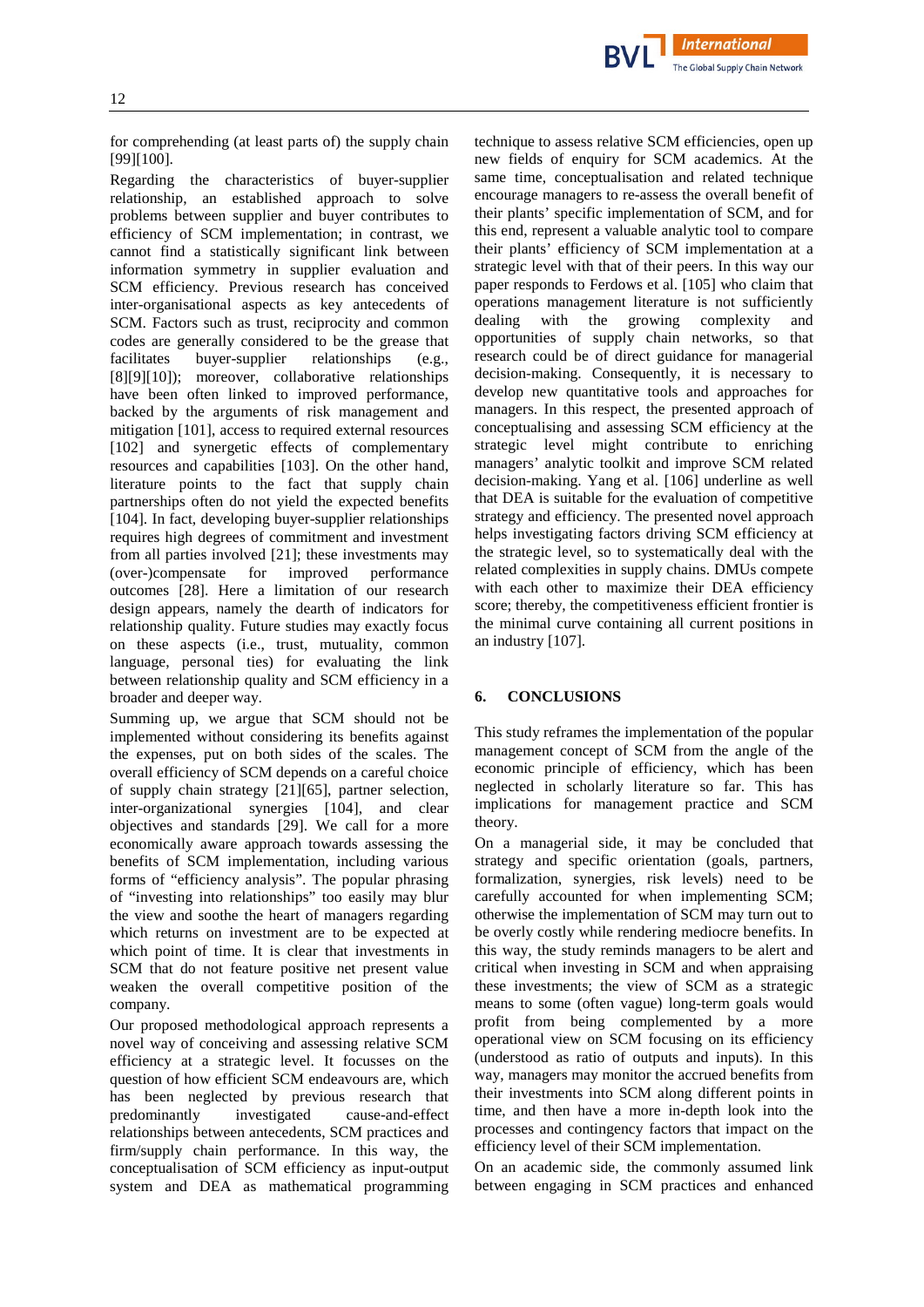for comprehending (at least parts of) the supply chain [99][100].

Regarding the characteristics of buyer-supplier relationship, an established approach to solve problems between supplier and buyer contributes to efficiency of SCM implementation; in contrast, we cannot find a statistically significant link between information symmetry in supplier evaluation and SCM efficiency. Previous research has conceived inter-organisational aspects as key antecedents of SCM. Factors such as trust, reciprocity and common codes are generally considered to be the grease that facilitates buyer-supplier relationships (e.g., [8][9][10]); moreover, collaborative relationships have been often linked to improved performance, backed by the arguments of risk management and mitigation [101], access to required external resources [102] and synergetic effects of complementary resources and capabilities [103]. On the other hand, literature points to the fact that supply chain partnerships often do not yield the expected benefits [104]. In fact, developing buyer-supplier relationships requires high degrees of commitment and investment from all parties involved [21]; these investments may (over-)compensate for improved performance outcomes [28]. Here a limitation of our research design appears, namely the dearth of indicators for relationship quality. Future studies may exactly focus on these aspects (i.e., trust, mutuality, common language, personal ties) for evaluating the link between relationship quality and SCM efficiency in a broader and deeper way.

Summing up, we argue that SCM should not be implemented without considering its benefits against the expenses, put on both sides of the scales. The overall efficiency of SCM depends on a careful choice of supply chain strategy [21][65], partner selection, inter-organizational synergies [104], and clear objectives and standards [29]. We call for a more economically aware approach towards assessing the benefits of SCM implementation, including various forms of "efficiency analysis". The popular phrasing of "investing into relationships" too easily may blur the view and soothe the heart of managers regarding which returns on investment are to be expected at which point of time. It is clear that investments in SCM that do not feature positive net present value weaken the overall competitive position of the company.

Our proposed methodological approach represents a novel way of conceiving and assessing relative SCM efficiency at a strategic level. It focusses on the question of how efficient SCM endeavours are, which has been neglected by previous research that predominantly investigated cause-and-effect relationships between antecedents, SCM practices and firm/supply chain performance. In this way, the conceptualisation of SCM efficiency as input-output system and DEA as mathematical programming technique to assess relative SCM efficiencies, open up new fields of enquiry for SCM academics. At the same time, conceptualisation and related technique encourage managers to re-assess the overall benefit of their plants' specific implementation of SCM, and for this end, represent a valuable analytic tool to compare their plants' efficiency of SCM implementation at a strategic level with that of their peers. In this way our paper responds to Ferdows et al. [105] who claim that operations management literature is not sufficiently dealing with the growing complexity and opportunities of supply chain networks, so that research could be of direct guidance for managerial decision-making. Consequently, it is necessary to develop new quantitative tools and approaches for managers. In this respect, the presented approach of conceptualising and assessing SCM efficiency at the strategic level might contribute to enriching managers' analytic toolkit and improve SCM related decision-making. Yang et al. [106] underline as well that DEA is suitable for the evaluation of competitive strategy and efficiency. The presented novel approach helps investigating factors driving SCM efficiency at the strategic level, so to systematically deal with the related complexities in supply chains. DMUs compete with each other to maximize their DEA efficiency score; thereby, the competitiveness efficient frontier is the minimal curve containing all current positions in an industry [107].

## 6. CONCLUSIONS

This study reframes the implementation of the popular management concept of SCM from the angle of the economic principle of efficiency, which has been neglected in scholarly literature so far. This has implications for management practice and SCM theory.

On a managerial side, it may be concluded that strategy and specific orientation (goals, partners, formalization, synergies, risk levels) need to be carefully accounted for when implementing SCM; otherwise the implementation of SCM may turn out to be overly costly while rendering mediocre benefits. In this way, the study reminds managers to be alert and critical when investing in SCM and when appraising these investments; the view of SCM as a strategic means to some (often vague) long-term goals would profit from being complemented by a more operational view on SCM focusing on its efficiency (understood as ratio of outputs and inputs). In this way, managers may monitor the accrued benefits from their investments into SCM along different points in time, and then have a more in-depth look into the processes and contingency factors that impact on the efficiency level of their SCM implementation.

On an academic side, the commonly assumed link between engaging in SCM practices and enhanced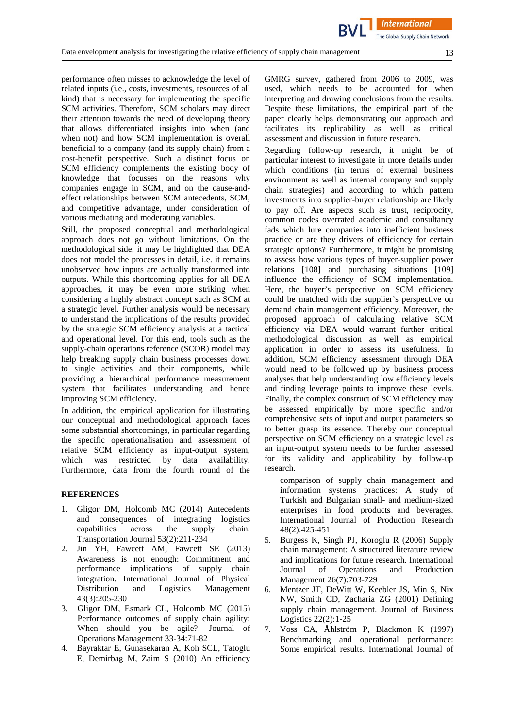performance often misses to acknowledge the level of related inputs (i.e., costs, investments, resources of all kind) that is necessary for implementing the specific SCM activities. Therefore, SCM scholars may direct their attention towards the need of developing theory that allows differentiated insights into when (and when not) and how SCM implementation is overall beneficial to a company (and its supply chain) from a cost-benefit perspective. Such a distinct focus on SCM efficiency complements the existing body of knowledge that focusses on the reasons why companies engage in SCM, and on the cause-and-effect relationships between SCM antecedents, SCM, and competitive advantage, under consideration of various mediating and moderating variables.

Still, the proposed conceptual and methodological approach does not go without limitations. On the methodological side, it may be highlighted that DEA does not model the processes in detail, i.e. it remains unobserved how inputs are actually transformed into outputs. While this shortcoming applies for all DEA approaches, it may be even more striking when considering a highly abstract concept such as SCM at a strategic level. Further analysis would be necessary to understand the implications of the results provided by the strategic SCM efficiency analysis at a tactical and operational level. For this end, tools such as the supply-chain operations reference (SCOR) model may help breaking supply chain business processes down to single activities and their components, while providing a hierarchical performance measurement system that facilitates understanding and hence improving SCM efficiency.

In addition, the empirical application for illustrating our conceptual and methodological approach faces some substantial shortcomings, in particular regarding the specific operationalisation and assessment of relative SCM efficiency as input-output system, which was restricted by data availability. Furthermore, data from the fourth round of the GMRG survey, gathered from 2006 to 2009, was used, which needs to be accounted for when interpreting and drawing conclusions from the results. Despite these limitations, the empirical part of the paper clearly helps demonstrating our approach and facilitates its replicability as well as critical assessment and discussion in future research.

Regarding follow-up research, it might be of particular interest to investigate in more details under which conditions (in terms of external business environment as well as internal company and supply chain strategies) and according to which pattern investments into supplier-buyer relationship are likely to pay off. Are aspects such as trust, reciprocity, common codes overrated academic and consultancy fads which lure companies into inefficient business practice or are they drivers of efficiency for certain strategic options? Furthermore, it might be promising to assess how various types of buyer-supplier power relations [108] and purchasing situations [109] influence the efficiency of SCM implementation. Here, the buyer's perspective on SCM efficiency could be matched with the supplier's perspective on demand chain management efficiency. Moreover, the proposed approach of calculating relative SCM efficiency via DEA would warrant further critical methodological discussion as well as empirical application in order to assess its usefulness. In addition, SCM efficiency assessment through DEA would need to be followed up by business process analyses that help understanding low efficiency levels and finding leverage points to improve these levels. Finally, the complex construct of SCM efficiency may be assessed empirically by more specific and/or comprehensive sets of input and output parameters so to better grasp its essence. Thereby our conceptual perspective on SCM efficiency on a strategic level as an input-output system needs to be further assessed for its validity and applicability by follow-up research.

## REFERENCES

1. Gligor DM, Holcomb MC (2014) Antecedents and consequences of integrating logistics capabilities across the supply chain. Transportation Journal 53(2):211-234
2. Jin YH, Fawcett AM, Fawcett SE (2013) Awareness is not enough: Commitment and performance implications of supply chain integration. International Journal of Physical Distribution and Logistics Management 43(3):205-230
3. Gligor DM, Esmark CL, Holcomb MC (2015) Performance outcomes of supply chain agility: When should you be agile?. Journal of Operations Management 33-34:71-82
4. Bayraktar E, Gunasekaran A, Koh SCL, Tatoglu E, Demirbag M, Zaim S (2010) An efficiency comparison of supply chain management and information systems practices: A study of Turkish and Bulgarian small- and medium-sized enterprises in food products and beverages. International Journal of Production Research 48(2):425-451
5. Burgess K, Singh PJ, Koroglu R (2006) Supply chain management: A structured literature review and implications for future research. International Journal of Operations and Production Management 26(7):703-729
6. Mentzer JT, DeWitt W, Keebler JS, Min S, Nix NW, Smith CD, Zacharia ZG (2001) Defining supply chain management. Journal of Business Logistics 22(2):1-25
7. Voss CA, Åhlström P, Blackmon K (1997) Benchmarking and operational performance: Some empirical results. International Journal of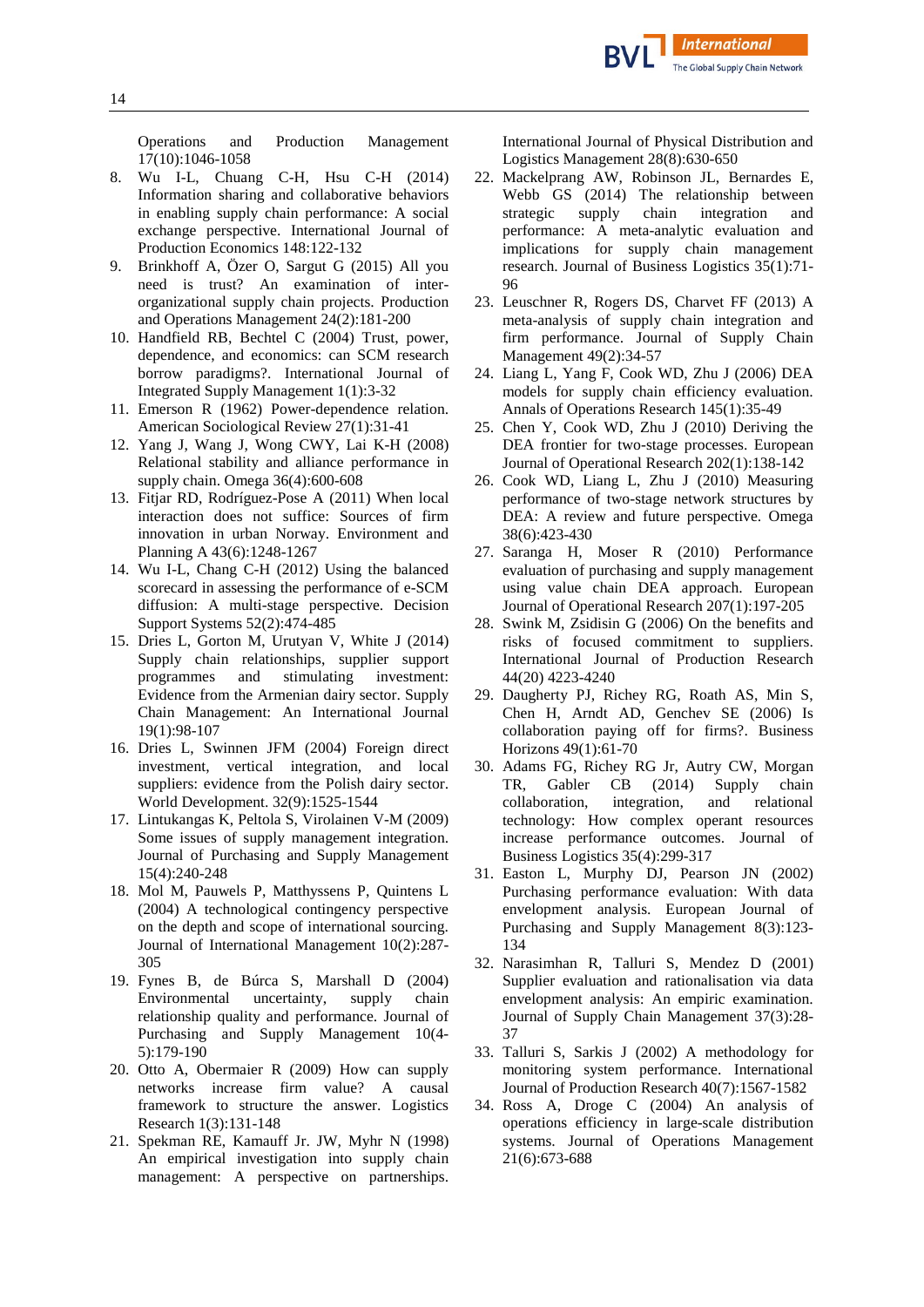Operations and Production Management 17(10):1046-1058

8. Wu I-L, Chuang C-H, Hsu C-H (2014) Information sharing and collaborative behaviors in enabling supply chain performance: A social exchange perspective. International Journal of Production Economics 148:122-132
9. Brinkhoff A, Özer O, Sargut G (2015) All you need is trust? An examination of inter-organizational supply chain projects. Production and Operations Management 24(2):181-200
10. Handfield RB, Bechtel C (2004) Trust, power, dependence, and economics: can SCM research borrow paradigms?. International Journal of Integrated Supply Management 1(1):3-32
11. Emerson R (1962) Power-dependence relation. American Sociological Review 27(1):31-41
12. Yang J, Wang J, Wong CWY, Lai K-H (2008) Relational stability and alliance performance in supply chain. Omega 36(4):600-608
13. Fitjar RD, Rodríguez-Pose A (2011) When local interaction does not suffice: Sources of firm innovation in urban Norway. Environment and Planning A 43(6):1248-1267
14. Wu I-L, Chang C-H (2012) Using the balanced scorecard in assessing the performance of e-SCM diffusion: A multi-stage perspective. Decision Support Systems 52(2):474-485
15. Dries L, Gorton M, Urutyan V, White J (2014) Supply chain relationships, supplier support programmes and stimulating investment: Evidence from the Armenian dairy sector. Supply Chain Management: An International Journal 19(1):98-107
16. Dries L, Swinnen JFM (2004) Foreign direct investment, vertical integration, and local suppliers: evidence from the Polish dairy sector. World Development. 32(9):1525-1544
17. Lintukangas K, Peltola S, Virolainen V-M (2009) Some issues of supply management integration. Journal of Purchasing and Supply Management 15(4):240-248
18. Mol M, Pauwels P, Matthyssens P, Quintens L (2004) A technological contingency perspective on the depth and scope of international sourcing. Journal of International Management 10(2):287-305
19. Fynes B, de Búrca S, Marshall D (2004) Environmental uncertainty, supply chain relationship quality and performance. Journal of Purchasing and Supply Management 10(4-5):179-190
20. Otto A, Obermaier R (2009) How can supply networks increase firm value? A causal framework to structure the answer. Logistics Research 1(3):131-148
21. Spekman RE, Kamauff Jr. JW, Myhr N (1998) An empirical investigation into supply chain management: A perspective on partnerships. International Journal of Physical Distribution and Logistics Management 28(8):630-650
22. Mackelprang AW, Robinson JL, Bernardes E, Webb GS (2014) The relationship between strategic supply chain integration and performance: A meta-analytic evaluation and implications for supply chain management research. Journal of Business Logistics 35(1):71-96
23. Leuschner R, Rogers DS, Charvet FF (2013) A meta-analysis of supply chain integration and firm performance. Journal of Supply Chain Management 49(2):34-57
24. Liang L, Yang F, Cook WD, Zhu J (2006) DEA models for supply chain efficiency evaluation. Annals of Operations Research 145(1):35-49
25. Chen Y, Cook WD, Zhu J (2010) Deriving the DEA frontier for two-stage processes. European Journal of Operational Research 202(1):138-142
26. Cook WD, Liang L, Zhu J (2010) Measuring performance of two-stage network structures by DEA: A review and future perspective. Omega 38(6):423-430
27. Saranga H, Moser R (2010) Performance evaluation of purchasing and supply management using value chain DEA approach. European Journal of Operational Research 207(1):197-205
28. Swink M, Zsidisin G (2006) On the benefits and risks of focused commitment to suppliers. International Journal of Production Research 44(20) 4223-4240
29. Daugherty PJ, Richey RG, Roath AS, Min S, Chen H, Arndt AD, Genchev SE (2006) Is collaboration paying off for firms?. Business Horizons 49(1):61-70
30. Adams FG, Richey RG Jr, Autry CW, Morgan TR, Gabler CB (2014) Supply chain collaboration, integration, and relational technology: How complex operant resources increase performance outcomes. Journal of Business Logistics 35(4):299-317
31. Easton L, Murphy DJ, Pearson JN (2002) Purchasing performance evaluation: With data envelopment analysis. European Journal of Purchasing and Supply Management 8(3):123-134
32. Narasimhan R, Talluri S, Mendez D (2001) Supplier evaluation and rationalisation via data envelopment analysis: An empiric examination. Journal of Supply Chain Management 37(3):28-37
33. Talluri S, Sarkis J (2002) A methodology for monitoring system performance. International Journal of Production Research 40(7):1567-1582
34. Ross A, Droge C (2004) An analysis of operations efficiency in large-scale distribution systems. Journal of Operations Management 21(6):673-688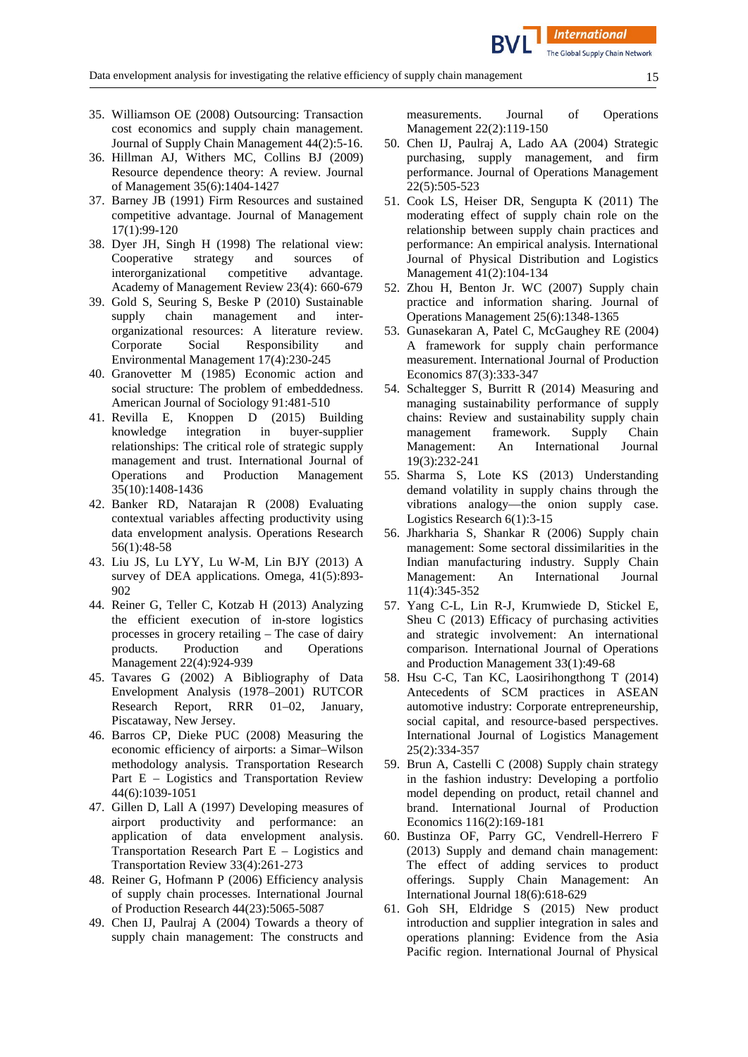35. Williamson OE (2008) Outsourcing: Transaction cost economics and supply chain management. Journal of Supply Chain Management 44(2):5-16.
36. Hillman AJ, Withers MC, Collins BJ (2009) Resource dependence theory: A review. Journal of Management 35(6):1404-1427
37. Barney JB (1991) Firm Resources and sustained competitive advantage. Journal of Management 17(1):99-120
38. Dyer JH, Singh H (1998) The relational view: Cooperative strategy and sources of interorganizational competitive advantage. Academy of Management Review 23(4): 660-679
39. Gold S, Seuring S, Beske P (2010) Sustainable supply chain management and inter-organizational resources: A literature review. Corporate Social Responsibility and Environmental Management 17(4):230-245
40. Granovetter M (1985) Economic action and social structure: The problem of embeddedness. American Journal of Sociology 91:481-510
41. Revilla E, Knoppen D (2015) Building knowledge integration in buyer-supplier relationships: The critical role of strategic supply management and trust. International Journal of Operations and Production Management 35(10):1408-1436
42. Banker RD, Natarajan R (2008) Evaluating contextual variables affecting productivity using data envelopment analysis. Operations Research 56(1):48-58
43. Liu JS, Lu LYY, Lu W-M, Lin BJY (2013) A survey of DEA applications. Omega, 41(5):893-902
44. Reiner G, Teller C, Kotzab H (2013) Analyzing the efficient execution of in-store logistics processes in grocery retailing – The case of dairy products. Production and Operations Management 22(4):924-939
45. Tavares G (2002) A Bibliography of Data Envelopment Analysis (1978–2001) RUTCOR Research Report, RRR 01–02, January, Piscataway, New Jersey.
46. Barros CP, Dieke PUC (2008) Measuring the economic efficiency of airports: a Simar–Wilson methodology analysis. Transportation Research Part E – Logistics and Transportation Review 44(6):1039-1051
47. Gillen D, Lall A (1997) Developing measures of airport productivity and performance: an application of data envelopment analysis. Transportation Research Part E – Logistics and Transportation Review 33(4):261-273
48. Reiner G, Hofmann P (2006) Efficiency analysis of supply chain processes. International Journal of Production Research 44(23):5065-5087
49. Chen IJ, Paulraj A (2004) Towards a theory of supply chain management: The constructs and measurements. Journal of Operations Management 22(2):119-150
50. Chen IJ, Paulraj A, Lado AA (2004) Strategic purchasing, supply management, and firm performance. Journal of Operations Management 22(5):505-523
51. Cook LS, Heiser DR, Sengupta K (2011) The moderating effect of supply chain role on the relationship between supply chain practices and performance: An empirical analysis. International Journal of Physical Distribution and Logistics Management 41(2):104-134
52. Zhou H, Benton Jr. WC (2007) Supply chain practice and information sharing. Journal of Operations Management 25(6):1348-1365
53. Gunasekaran A, Patel C, McGaughey RE (2004) A framework for supply chain performance measurement. International Journal of Production Economics 87(3):333-347
54. Schaltegger S, Burritt R (2014) Measuring and managing sustainability performance of supply chains: Review and sustainability supply chain management framework. Supply Chain Management: An International Journal 19(3):232-241
55. Sharma S, Lote KS (2013) Understanding demand volatility in supply chains through the vibrations analogy—the onion supply case. Logistics Research 6(1):3-15
56. Jharkharia S, Shankar R (2006) Supply chain management: Some sectoral dissimilarities in the Indian manufacturing industry. Supply Chain Management: An International Journal 11(4):345-352
57. Yang C-L, Lin R-J, Krumwiede D, Stickel E, Sheu C (2013) Efficacy of purchasing activities and strategic involvement: An international comparison. International Journal of Operations and Production Management 33(1):49-68
58. Hsu C-C, Tan KC, Laosirihongthong T (2014) Antecedents of SCM practices in ASEAN automotive industry: Corporate entrepreneurship, social capital, and resource-based perspectives. International Journal of Logistics Management 25(2):334-357
59. Brun A, Castelli C (2008) Supply chain strategy in the fashion industry: Developing a portfolio model depending on product, retail channel and brand. International Journal of Production Economics 116(2):169-181
60. Bustinza OF, Parry GC, Vendrell-Herrero F (2013) Supply and demand chain management: The effect of adding services to product offerings. Supply Chain Management: An International Journal 18(6):618-629
61. Goh SH, Eldridge S (2015) New product introduction and supplier integration in sales and operations planning: Evidence from the Asia Pacific region. International Journal of Physical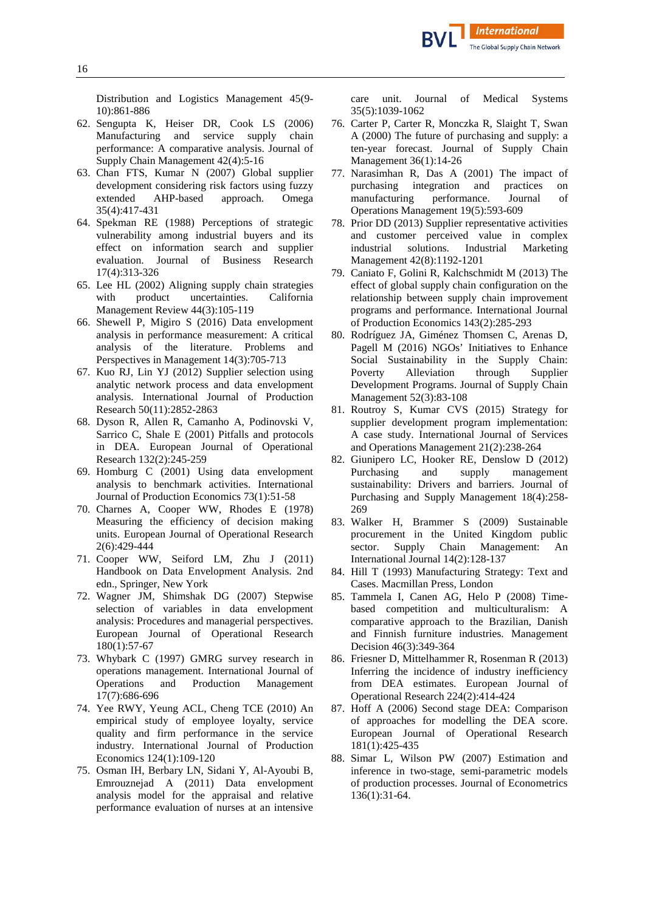Distribution and Logistics Management 45(9-10):861-886

62. Sengupta K, Heiser DR, Cook LS (2006) Manufacturing and service supply chain performance: A comparative analysis. Journal of Supply Chain Management 42(4):5-16
63. Chan FTS, Kumar N (2007) Global supplier development considering risk factors using fuzzy extended AHP-based approach. Omega 35(4):417-431
64. Spekman RE (1988) Perceptions of strategic vulnerability among industrial buyers and its effect on information search and supplier evaluation. Journal of Business Research 17(4):313-326
65. Lee HL (2002) Aligning supply chain strategies with product uncertainties. California Management Review 44(3):105-119
66. Shewell P, Migiro S (2016) Data envelopment analysis in performance measurement: A critical analysis of the literature. Problems and Perspectives in Management 14(3):705-713
67. Kuo RJ, Lin YJ (2012) Supplier selection using analytic network process and data envelopment analysis. International Journal of Production Research 50(11):2852-2863
68. Dyson R, Allen R, Camanho A, Podinovski V, Sarrico C, Shale E (2001) Pitfalls and protocols in DEA. European Journal of Operational Research 132(2):245-259
69. Homburg C (2001) Using data envelopment analysis to benchmark activities. International Journal of Production Economics 73(1):51-58
70. Charnes A, Cooper WW, Rhodes E (1978) Measuring the efficiency of decision making units. European Journal of Operational Research 2(6):429-444
71. Cooper WW, Seiford LM, Zhu J (2011) Handbook on Data Envelopment Analysis. 2nd edn., Springer, New York
72. Wagner JM, Shimshak DG (2007) Stepwise selection of variables in data envelopment analysis: Procedures and managerial perspectives. European Journal of Operational Research 180(1):57-67
73. Whybark C (1997) GMRG survey research in operations management. International Journal of Operations and Production Management 17(7):686-696
74. Yee RWY, Yeung ACL, Cheng TCE (2010) An empirical study of employee loyalty, service quality and firm performance in the service industry. International Journal of Production Economics 124(1):109-120
75. Osman IH, Berbary LN, Sidani Y, Al-Ayoubi B, Emrouznejad A (2011) Data envelopment analysis model for the appraisal and relative performance evaluation of nurses at an intensive care unit. Journal of Medical Systems 35(5):1039-1062
76. Carter P, Carter R, Monczka R, Slaight T, Swan A (2000) The future of purchasing and supply: a ten-year forecast. Journal of Supply Chain Management 36(1):14-26
77. Narasimhan R, Das A (2001) The impact of purchasing integration and practices on manufacturing performance. Journal of Operations Management 19(5):593-609
78. Prior DD (2013) Supplier representative activities and customer perceived value in complex industrial solutions. Industrial Marketing Management 42(8):1192-1201
79. Caniato F, Golini R, Kalchschmidt M (2013) The effect of global supply chain configuration on the relationship between supply chain improvement programs and performance. International Journal of Production Economics 143(2):285-293
80. Rodríguez JA, Giménez Thomsen C, Arenas D, Pagell M (2016) NGOs' Initiatives to Enhance Social Sustainability in the Supply Chain: Poverty Alleviation through Supplier Development Programs. Journal of Supply Chain Management 52(3):83-108
81. Routroy S, Kumar CVS (2015) Strategy for supplier development program implementation: A case study. International Journal of Services and Operations Management 21(2):238-264
82. Giunipero LC, Hooker RE, Denslow D (2012) Purchasing and supply management sustainability: Drivers and barriers. Journal of Purchasing and Supply Management 18(4):258-269
83. Walker H, Brammer S (2009) Sustainable procurement in the United Kingdom public sector. Supply Chain Management: An International Journal 14(2):128-137
84. Hill T (1993) Manufacturing Strategy: Text and Cases. Macmillan Press, London
85. Tammela I, Canen AG, Helo P (2008) Time-based competition and multiculturalism: A comparative approach to the Brazilian, Danish and Finnish furniture industries. Management Decision 46(3):349-364
86. Friesner D, Mittelhammer R, Rosenman R (2013) Inferring the incidence of industry inefficiency from DEA estimates. European Journal of Operational Research 224(2):414-424
87. Hoff A (2006) Second stage DEA: Comparison of approaches for modelling the DEA score. European Journal of Operational Research 181(1):425-435
88. Simar L, Wilson PW (2007) Estimation and inference in two-stage, semi-parametric models of production processes. Journal of Econometrics 136(1):31-64.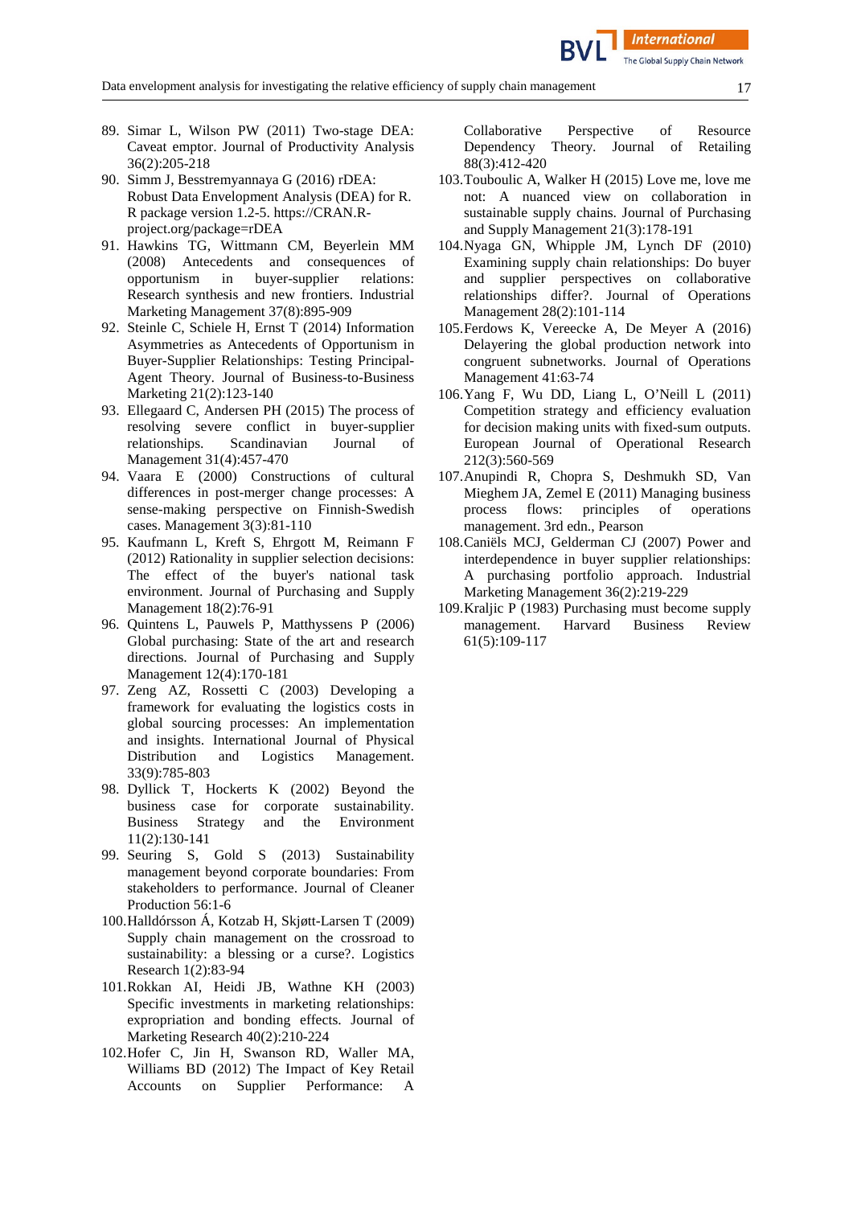89. Simar L, Wilson PW (2011) Two-stage DEA: Caveat emptor. Journal of Productivity Analysis 36(2):205-218
90. Simm J, Besstremyannaya G (2016) rDEA: Robust Data Envelopment Analysis (DEA) for R. R package version 1.2-5. https://CRAN.R-project.org/package=rDEA
91. Hawkins TG, Wittmann CM, Beyerlein MM (2008) Antecedents and consequences of opportunism in buyer-supplier relations: Research synthesis and new frontiers. Industrial Marketing Management 37(8):895-909
92. Steinle C, Schiele H, Ernst T (2014) Information Asymmetries as Antecedents of Opportunism in Buyer-Supplier Relationships: Testing Principal-Agent Theory. Journal of Business-to-Business Marketing 21(2):123-140
93. Ellegaard C, Andersen PH (2015) The process of resolving severe conflict in buyer-supplier relationships. Scandinavian Journal of Management 31(4):457-470
94. Vaara E (2000) Constructions of cultural differences in post-merger change processes: A sense-making perspective on Finnish-Swedish cases. Management 3(3):81-110
95. Kaufmann L, Kreft S, Ehrgott M, Reimann F (2012) Rationality in supplier selection decisions: The effect of the buyer's national task environment. Journal of Purchasing and Supply Management 18(2):76-91
96. Quintens L, Pauwels P, Matthyssens P (2006) Global purchasing: State of the art and research directions. Journal of Purchasing and Supply Management 12(4):170-181
97. Zeng AZ, Rossetti C (2003) Developing a framework for evaluating the logistics costs in global sourcing processes: An implementation and insights. International Journal of Physical Distribution and Logistics Management. 33(9):785-803
98. Dyllick T, Hockerts K (2002) Beyond the business case for corporate sustainability. Business Strategy and the Environment 11(2):130-141
99. Seuring S, Gold S (2013) Sustainability management beyond corporate boundaries: From stakeholders to performance. Journal of Cleaner Production 56:1-6
100. Halldórsson Á, Kotzab H, Skjøtt-Larsen T (2009) Supply chain management on the crossroad to sustainability: a blessing or a curse?. Logistics Research 1(2):83-94
101. Rokkan AI, Heidi JB, Wathne KH (2003) Specific investments in marketing relationships: expropriation and bonding effects. Journal of Marketing Research 40(2):210-224
102. Hofer C, Jin H, Swanson RD, Waller MA, Williams BD (2012) The Impact of Key Retail Accounts on Supplier Performance: A Collaborative Perspective of Resource Dependency Theory. Journal of Retailing 88(3):412-420
103. Touboulic A, Walker H (2015) Love me, love me not: A nuanced view on collaboration in sustainable supply chains. Journal of Purchasing and Supply Management 21(3):178-191
104. Nyaga GN, Whipple JM, Lynch DF (2010) Examining supply chain relationships: Do buyer and supplier perspectives on collaborative relationships differ?. Journal of Operations Management 28(2):101-114
105. Ferdows K, Vereecke A, De Meyer A (2016) Delayering the global production network into congruent subnetworks. Journal of Operations Management 41:63-74
106. Yang F, Wu DD, Liang L, O'Neill L (2011) Competition strategy and efficiency evaluation for decision making units with fixed-sum outputs. European Journal of Operational Research 212(3):560-569
107. Anupindi R, Chopra S, Deshmukh SD, Van Mieghem JA, Zemel E (2011) Managing business process flows: principles of operations management. 3rd edn., Pearson
108. Caniëls MCJ, Gelderman CJ (2007) Power and interdependence in buyer supplier relationships: A purchasing portfolio approach. Industrial Marketing Management 36(2):219-229
109. Kraljic P (1983) Purchasing must become supply management. Harvard Business Review 61(5):109-117